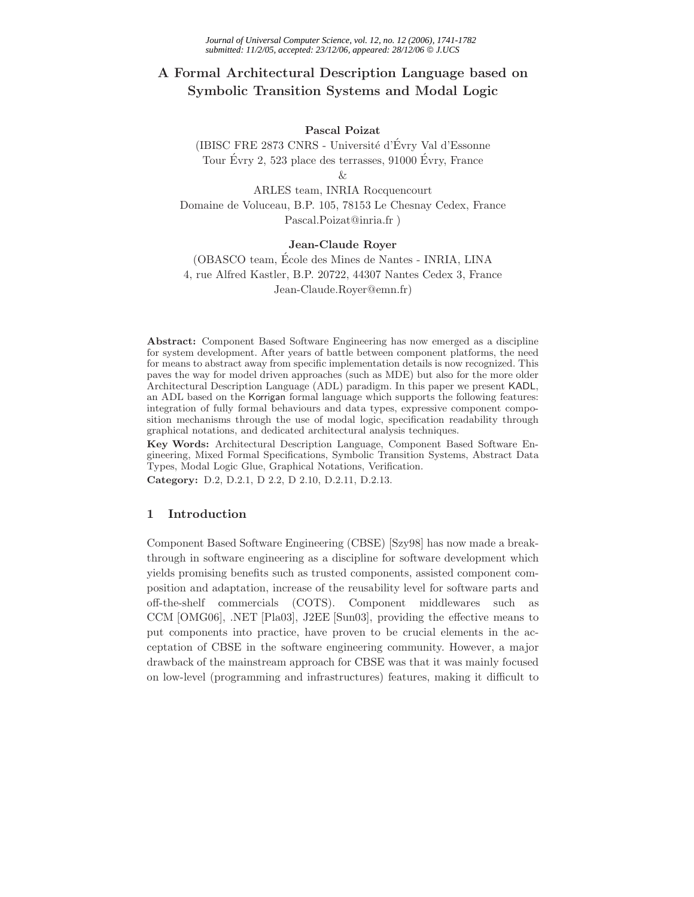# A Formal Architectural Description Language based on Symbolic Transition Systems and Modal Logic

**Pascal Poizat**

(IBISC FRE 2873 CNRS - Université d'Évry Val d'Essonne
Tour Évry 2, 523 place des terrasses, 91000 Évry, France
&
ARLES team, INRIA Rocquencourt
Domaine de Voluceau, B.P. 105, 78153 Le Chesnay Cedex, France
Pascal.Poizat@inria.fr )

**Jean-Claude Royer**

(OBASCO team, École des Mines de Nantes - INRIA, LINA
4, rue Alfred Kastler, B.P. 20722, 44307 Nantes Cedex 3, France
Jean-Claude.Royer@emn.fr)

**Abstract:** Component Based Software Engineering has now emerged as a discipline for system development. After years of battle between component platforms, the need for means to abstract away from specific implementation details is now recognized. This paves the way for model driven approaches (such as MDE) but also for the more older Architectural Description Language (ADL) paradigm. In this paper we present KADL, an ADL based on the Korrigan formal language which supports the following features: integration of fully formal behaviours and data types, expressive component composition mechanisms through the use of modal logic, specification readability through graphical notations, and dedicated architectural analysis techniques.

**Key Words:** Architectural Description Language, Component Based Software Engineering, Mixed Formal Specifications, Symbolic Transition Systems, Abstract Data Types, Modal Logic Glue, Graphical Notations, Verification.

**Category:** D.2, D.2.1, D 2.2, D 2.10, D.2.11, D.2.13.

## 1 Introduction

Component Based Software Engineering (CBSE) [Szy98] has now made a breakthrough in software engineering as a discipline for software development which yields promising benefits such as trusted components, assisted component composition and adaptation, increase of the reusability level for software parts and off-the-shelf commercials (COTS). Component middlewares such as CCM [OMG06], .NET [Pla03], J2EE [Sun03], providing the effective means to put components into practice, have proven to be crucial elements in the acceptation of CBSE in the software engineering community. However, a major drawback of the mainstream approach for CBSE was that it was mainly focused on low-level (programming and infrastructures) features, making it difficult to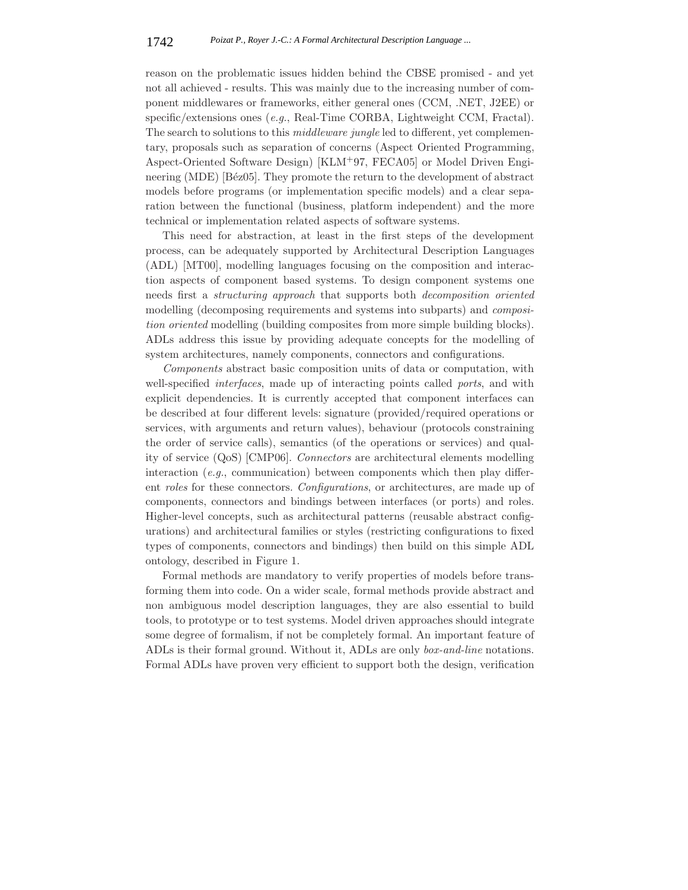reason on the problematic issues hidden behind the CBSE promised - and yet not all achieved - results. This was mainly due to the increasing number of component middlewares or frameworks, either general ones (CCM, .NET, J2EE) or specific/extensions ones (*e.g.*, Real-Time CORBA, Lightweight CCM, Fractal). The search to solutions to this *middleware jungle* led to different, yet complementary, proposals such as separation of concerns (Aspect Oriented Programming, Aspect-Oriented Software Design) [KLM+97, FECA05] or Model Driven Engineering (MDE) [Béz05]. They promote the return to the development of abstract models before programs (or implementation specific models) and a clear separation between the functional (business, platform independent) and the more technical or implementation related aspects of software systems.

This need for abstraction, at least in the first steps of the development process, can be adequately supported by Architectural Description Languages (ADL) [MT00], modelling languages focusing on the composition and interaction aspects of component based systems. To design component systems one needs first a *structuring approach* that supports both *decomposition oriented* modelling (decomposing requirements and systems into subparts) and *composition oriented* modelling (building composites from more simple building blocks). ADLs address this issue by providing adequate concepts for the modelling of system architectures, namely components, connectors and configurations.

*Components* abstract basic composition units of data or computation, with well-specified *interfaces*, made up of interacting points called *ports*, and with explicit dependencies. It is currently accepted that component interfaces can be described at four different levels: signature (provided/required operations or services, with arguments and return values), behaviour (protocols constraining the order of service calls), semantics (of the operations or services) and quality of service (QoS) [CMP06]. *Connectors* are architectural elements modelling interaction (*e.g.*, communication) between components which then play different *roles* for these connectors. *Configurations*, or architectures, are made up of components, connectors and bindings between interfaces (or ports) and roles. Higher-level concepts, such as architectural patterns (reusable abstract configurations) and architectural families or styles (restricting configurations to fixed types of components, connectors and bindings) then build on this simple ADL ontology, described in Figure 1.

Formal methods are mandatory to verify properties of models before transforming them into code. On a wider scale, formal methods provide abstract and non ambiguous model description languages, they are also essential to build tools, to prototype or to test systems. Model driven approaches should integrate some degree of formalism, if not be completely formal. An important feature of ADLs is their formal ground. Without it, ADLs are only *box-and-line* notations. Formal ADLs have proven very efficient to support both the design, verification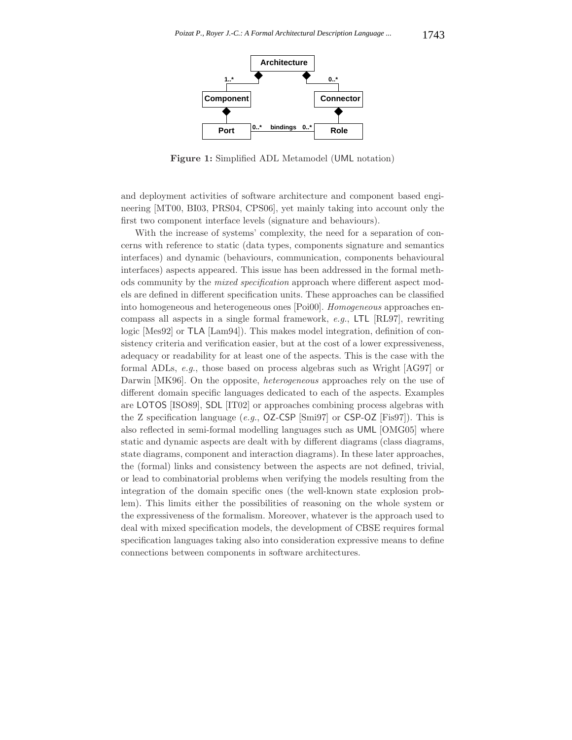**Figure 1:** Simplified ADL Metamodel (UML notation)

and deployment activities of software architecture and component based engineering [MT00, BI03, PRS04, CPS06], yet mainly taking into account only the first two component interface levels (signature and behaviours).

With the increase of systems' complexity, the need for a separation of concerns with reference to static (data types, components signature and semantics interfaces) and dynamic (behaviours, communication, components behavioural interfaces) aspects appeared. This issue has been addressed in the formal methods community by the *mixed specification* approach where different aspect models are defined in different specification units. These approaches can be classified into homogeneous and heterogeneous ones [Poi00]. *Homogeneous* approaches encompass all aspects in a single formal framework, *e.g.*, LTL [RL97], rewriting logic [Mes92] or TLA [Lam94]). This makes model integration, definition of consistency criteria and verification easier, but at the cost of a lower expressiveness, adequacy or readability for at least one of the aspects. This is the case with the formal ADLs, *e.g.*, those based on process algebras such as Wright [AG97] or Darwin [MK96]. On the opposite, *heterogeneous* approaches rely on the use of different domain specific languages dedicated to each of the aspects. Examples are LOTOS [ISO89], SDL [IT02] or approaches combining process algebras with the Z specification language (*e.g.*, OZ-CSP [Smi97] or CSP-OZ [Fis97]). This is also reflected in semi-formal modelling languages such as UML [OMG05] where static and dynamic aspects are dealt with by different diagrams (class diagrams, state diagrams, component and interaction diagrams). In these later approaches, the (formal) links and consistency between the aspects are not defined, trivial, or lead to combinatorial problems when verifying the models resulting from the integration of the domain specific ones (the well-known state explosion problem). This limits either the possibilities of reasoning on the whole system or the expressiveness of the formalism. Moreover, whatever is the approach used to deal with mixed specification models, the development of CBSE requires formal specification languages taking also into consideration expressive means to define connections between components in software architectures.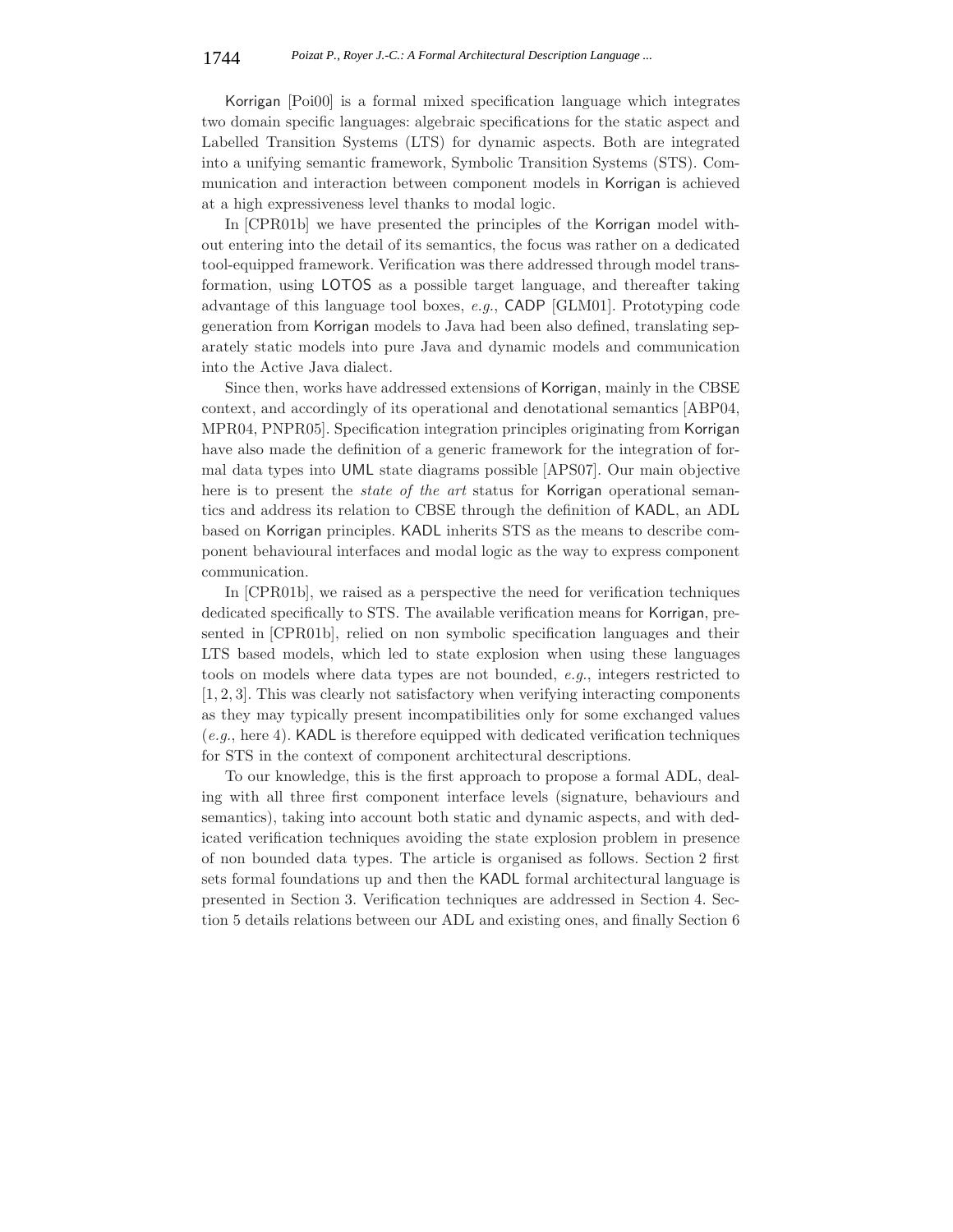Korrigan [Poi00] is a formal mixed specification language which integrates two domain specific languages: algebraic specifications for the static aspect and Labelled Transition Systems (LTS) for dynamic aspects. Both are integrated into a unifying semantic framework, Symbolic Transition Systems (STS). Communication and interaction between component models in Korrigan is achieved at a high expressiveness level thanks to modal logic.

In [CPR01b] we have presented the principles of the Korrigan model without entering into the detail of its semantics, the focus was rather on a dedicated tool-equipped framework. Verification was there addressed through model transformation, using LOTOS as a possible target language, and thereafter taking advantage of this language tool boxes, *e.g.*, CADP [GLM01]. Prototyping code generation from Korrigan models to Java had been also defined, translating separately static models into pure Java and dynamic models and communication into the Active Java dialect.

Since then, works have addressed extensions of Korrigan, mainly in the CBSE context, and accordingly of its operational and denotational semantics [ABP04, MPR04, PNPR05]. Specification integration principles originating from Korrigan have also made the definition of a generic framework for the integration of formal data types into UML state diagrams possible [APS07]. Our main objective here is to present the *state of the art* status for Korrigan operational semantics and address its relation to CBSE through the definition of KADL, an ADL based on Korrigan principles. KADL inherits STS as the means to describe component behavioural interfaces and modal logic as the way to express component communication.

In [CPR01b], we raised as a perspective the need for verification techniques dedicated specifically to STS. The available verification means for Korrigan, presented in [CPR01b], relied on non symbolic specification languages and their LTS based models, which led to state explosion when using these languages tools on models where data types are not bounded, *e.g.*, integers restricted to $[1, 2, 3]$. This was clearly not satisfactory when verifying interacting components as they may typically present incompatibilities only for some exchanged values (*e.g.*, here 4). KADL is therefore equipped with dedicated verification techniques for STS in the context of component architectural descriptions.

To our knowledge, this is the first approach to propose a formal ADL, dealing with all three first component interface levels (signature, behaviours and semantics), taking into account both static and dynamic aspects, and with dedicated verification techniques avoiding the state explosion problem in presence of non bounded data types. The article is organised as follows. Section 2 first sets formal foundations up and then the KADL formal architectural language is presented in Section 3. Verification techniques are addressed in Section 4. Section 5 details relations between our ADL and existing ones, and finally Section 6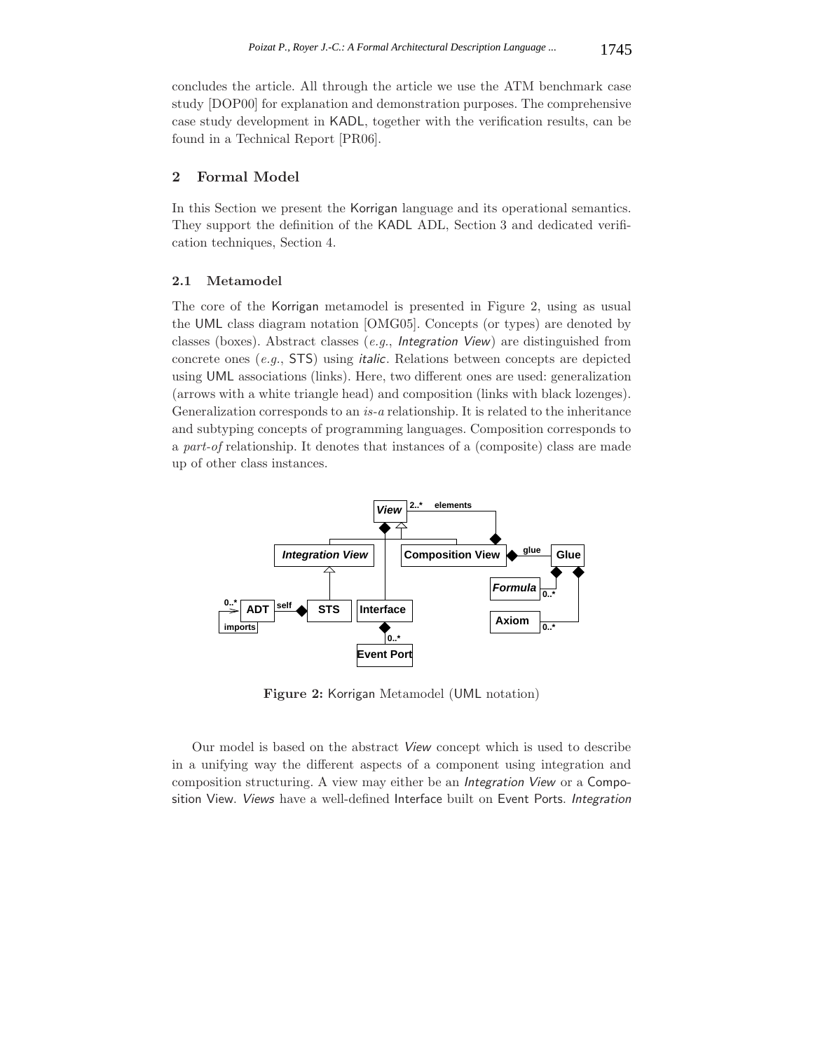concludes the article. All through the article we use the ATM benchmark case study [DOP00] for explanation and demonstration purposes. The comprehensive case study development in KADL, together with the verification results, can be found in a Technical Report [PR06].

## 2 Formal Model

In this Section we present the Korrigan language and its operational semantics. They support the definition of the KADL ADL, Section 3 and dedicated verification techniques, Section 4.

### 2.1 Metamodel

The core of the Korrigan metamodel is presented in Figure 2, using as usual the UML class diagram notation [OMG05]. Concepts (or types) are denoted by classes (boxes). Abstract classes (*e.g.*, *Integration View*) are distinguished from concrete ones (*e.g.*, STS) using *italic*. Relations between concepts are depicted using UML associations (links). Here, two different ones are used: generalization (arrows with a white triangle head) and composition (links with black lozenges). Generalization corresponds to an *is-a* relationship. It is related to the inheritance and subtyping concepts of programming languages. Composition corresponds to a *part-of* relationship. It denotes that instances of a (composite) class are made up of other class instances.

**Figure 2:** Korrigan Metamodel (UML notation)

Our model is based on the abstract *View* concept which is used to describe in a unifying way the different aspects of a component using integration and composition structuring. A view may either be an *Integration View* or a Composition View. *Views* have a well-defined Interface built on Event Ports. *Integration*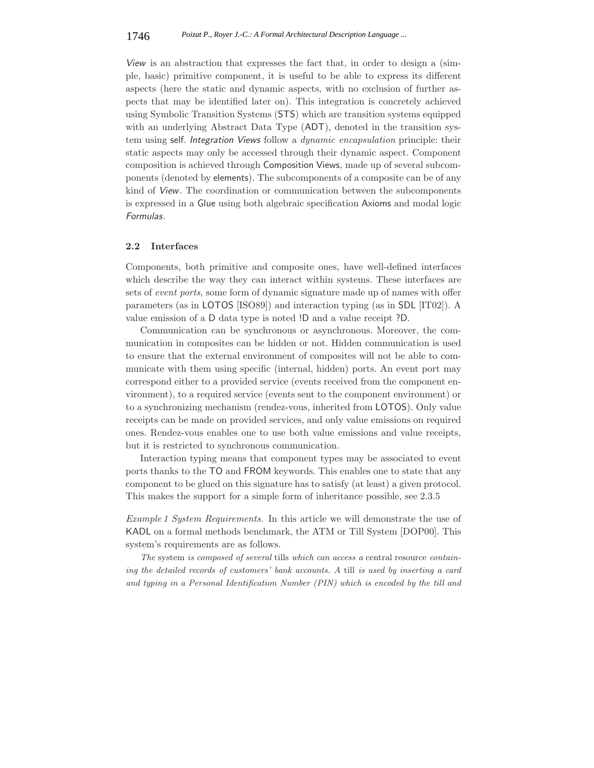*View* is an abstraction that expresses the fact that, in order to design a (simple, basic) primitive component, it is useful to be able to express its different aspects (here the static and dynamic aspects, with no exclusion of further aspects that may be identified later on). This integration is concretely achieved using Symbolic Transition Systems (STS) which are transition systems equipped with an underlying Abstract Data Type (ADT), denoted in the transition system using self. *Integration Views* follow a *dynamic encapsulation* principle: their static aspects may only be accessed through their dynamic aspect. Component composition is achieved through Composition Views, made up of several subcomponents (denoted by elements). The subcomponents of a composite can be of any kind of *View*. The coordination or communication between the subcomponents is expressed in a Glue using both algebraic specification Axioms and modal logic *Formulas*.

### 2.2 Interfaces

Components, both primitive and composite ones, have well-defined interfaces which describe the way they can interact within systems. These interfaces are sets of *event ports*, some form of dynamic signature made up of names with offer parameters (as in LOTOS [ISO89]) and interaction typing (as in SDL [IT02]). A value emission of a D data type is noted !D and a value receipt ?D.

Communication can be synchronous or asynchronous. Moreover, the communication in composites can be hidden or not. Hidden communication is used to ensure that the external environment of composites will not be able to communicate with them using specific (internal, hidden) ports. An event port may correspond either to a provided service (events received from the component environment), to a required service (events sent to the component environment) or to a synchronizing mechanism (rendez-vous, inherited from LOTOS). Only value receipts can be made on provided services, and only value emissions on required ones. Rendez-vous enables one to use both value emissions and value receipts, but it is restricted to synchronous communication.

Interaction typing means that component types may be associated to event ports thanks to the TO and FROM keywords. This enables one to state that any component to be glued on this signature has to satisfy (at least) a given protocol. This makes the support for a simple form of inheritance possible, see 2.3.5

*Example 1 System Requirements.* In this article we will demonstrate the use of KADL on a formal methods benchmark, the ATM or Till System [DOP00]. This system's requirements are as follows.

*The* system *is composed of several* tills *which can access a* central resource *containing the detailed records of customers' bank accounts. A* till *is used by inserting a card and typing in a Personal Identification Number (PIN) which is encoded by the till and*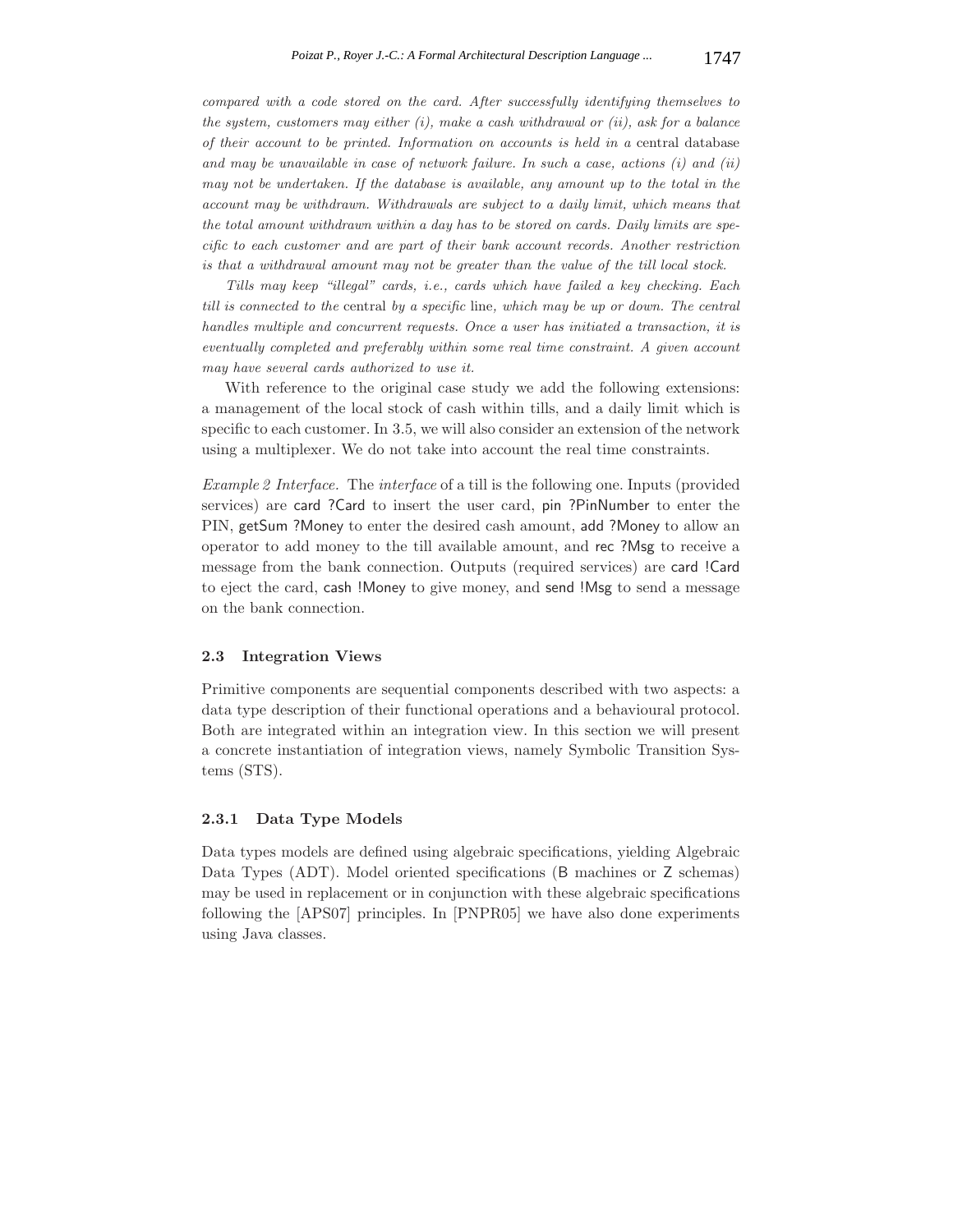*compared with a code stored on the card. After successfully identifying themselves to the system, customers may either (i), make a cash withdrawal or (ii), ask for a balance of their account to be printed. Information on accounts is held in a* central database *and may be unavailable in case of network failure. In such a case, actions (i) and (ii) may not be undertaken. If the database is available, any amount up to the total in the account may be withdrawn. Withdrawals are subject to a daily limit, which means that the total amount withdrawn within a day has to be stored on cards. Daily limits are specific to each customer and are part of their bank account records. Another restriction is that a withdrawal amount may not be greater than the value of the till local stock.*

*Tills may keep "illegal" cards, i.e., cards which have failed a key checking. Each till is connected to the* central *by a specific* line*, which may be up or down. The central handles multiple and concurrent requests. Once a user has initiated a transaction, it is eventually completed and preferably within some real time constraint. A given account may have several cards authorized to use it.*

With reference to the original case study we add the following extensions: a management of the local stock of cash within tills, and a daily limit which is specific to each customer. In 3.5, we will also consider an extension of the network using a multiplexer. We do not take into account the real time constraints.

*Example 2 Interface.* The *interface* of a till is the following one. Inputs (provided services) are card ?Card to insert the user card, pin ?PinNumber to enter the PIN, getSum ?Money to enter the desired cash amount, add ?Money to allow an operator to add money to the till available amount, and rec ?Msg to receive a message from the bank connection. Outputs (required services) are card !Card to eject the card, cash !Money to give money, and send !Msg to send a message on the bank connection.

## 2.3 Integration Views

Primitive components are sequential components described with two aspects: a data type description of their functional operations and a behavioural protocol. Both are integrated within an integration view. In this section we will present a concrete instantiation of integration views, namely Symbolic Transition Systems (STS).

### 2.3.1 Data Type Models

Data types models are defined using algebraic specifications, yielding Algebraic Data Types (ADT). Model oriented specifications (B machines or Z schemas) may be used in replacement or in conjunction with these algebraic specifications following the [APS07] principles. In [PNPR05] we have also done experiments using Java classes.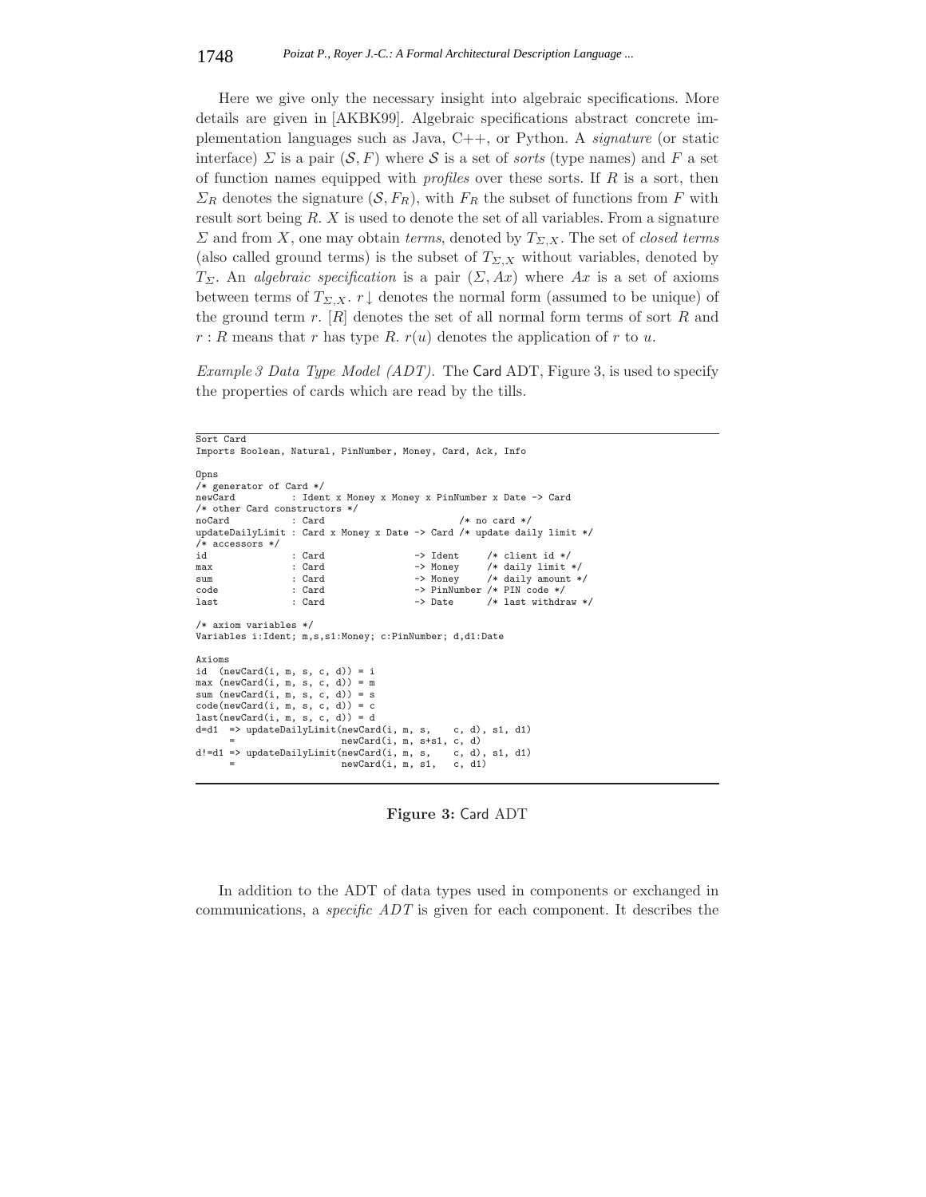Here we give only the necessary insight into algebraic specifications. More details are given in [AKBK99]. Algebraic specifications abstract concrete implementation languages such as Java, C++, or Python. A *signature* (or static interface) $\Sigma$ is a pair $(\mathcal{S}, F)$ where $\mathcal{S}$ is a set of *sorts* (type names) and $F$ a set of function names equipped with *profiles* over these sorts. If $R$ is a sort, then $\Sigma_R$ denotes the signature $(\mathcal{S}, F_R)$, with $F_R$ the subset of functions from $F$ with result sort being $R$. $X$ is used to denote the set of all variables. From a signature $\Sigma$ and from $X$, one may obtain *terms*, denoted by $T_{\Sigma,X}$. The set of *closed terms* (also called ground terms) is the subset of $T_{\Sigma,X}$ without variables, denoted by $T_\Sigma$. An *algebraic specification* is a pair $(\Sigma, Ax)$ where $Ax$ is a set of axioms between terms of $T_{\Sigma,X}$. $r\downarrow$ denotes the normal form (assumed to be unique) of the ground term $r$. $[R]$ denotes the set of all normal form terms of sort $R$ and $r : R$ means that $r$ has type $R$. $r(u)$ denotes the application of $r$ to $u$.

*Example 3 Data Type Model (ADT).* The Card ADT, Figure 3, is used to specify the properties of cards which are read by the tills.

```
Sort Card
Imports Boolean, Natural, PinNumber, Money, Card, Ack, Info

Opns
/* generator of Card */
newCard          : Ident x Money x Money x PinNumber x Date -> Card
/* other Card constructors */
noCard           : Card                          /* no card */
updateDailyLimit : Card x Money x Date -> Card /* update daily limit */
/* accessors */
id               : Card               -> Ident     /* client id */
max              : Card               -> Money     /* daily limit */
sum              : Card               -> Money     /* daily amount */
code             : Card               -> PinNumber /* PIN code */
last             : Card               -> Date      /* last withdraw */

/* axiom variables */
Variables i:Ident; m,s,s1:Money; c:PinNumber; d,d1:Date

Axioms
id  (newCard(i, m, s, c, d)) = i
max (newCard(i, m, s, c, d)) = m
sum (newCard(i, m, s, c, d)) = s
code(newCard(i, m, s, c, d)) = c
last(newCard(i, m, s, c, d)) = d
d=d1  => updateDailyLimit(newCard(i, m, s,    c, d), s1, d1)
      =                   newCard(i, m, s+s1, c, d)
d!=d1 => updateDailyLimit(newCard(i, m, s,    c, d), s1, d1)
      =                   newCard(i, m, s1,   c, d1)
```

**Figure 3:** Card ADT

In addition to the ADT of data types used in components or exchanged in communications, a *specific ADT* is given for each component. It describes the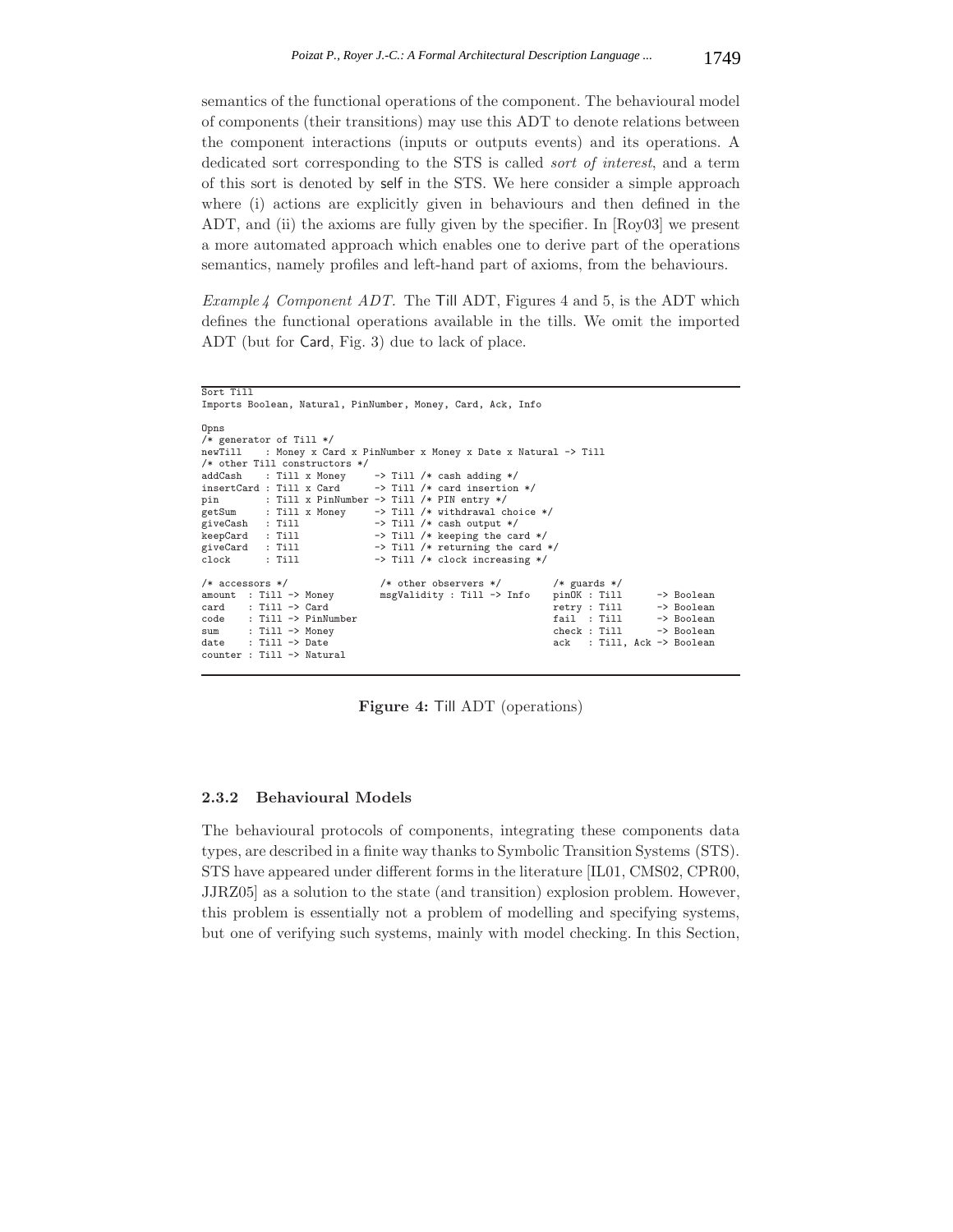semantics of the functional operations of the component. The behavioural model of components (their transitions) may use this ADT to denote relations between the component interactions (inputs or outputs events) and its operations. A dedicated sort corresponding to the STS is called *sort of interest*, and a term of this sort is denoted by self in the STS. We here consider a simple approach where (i) actions are explicitly given in behaviours and then defined in the ADT, and (ii) the axioms are fully given by the specifier. In [Roy03] we present a more automated approach which enables one to derive part of the operations semantics, namely profiles and left-hand part of axioms, from the behaviours.

*Example 4 Component ADT.* The Till ADT, Figures 4 and 5, is the ADT which defines the functional operations available in the tills. We omit the imported ADT (but for Card, Fig. 3) due to lack of place.

```
Sort Till
Imports Boolean, Natural, PinNumber, Money, Card, Ack, Info

Opns
/* generator of Till */
newTill    : Money x Card x PinNumber x Money x Date x Natural -> Till
/* other Till constructors */
addCash    : Till x Money     -> Till /* cash adding */
insertCard : Till x Card      -> Till /* card insertion */
pin        : Till x PinNumber -> Till /* PIN entry */
getSum     : Till x Money     -> Till /* withdrawal choice */
giveCash   : Till             -> Till /* cash output */
keepCard   : Till             -> Till /* keeping the card */
giveCard   : Till             -> Till /* returning the card */
clock      : Till             -> Till /* clock increasing */

/* accessors */                /* other observers */          /* guards */
amount  : Till -> Money        msgValidity : Till -> Info     pinOK : Till      -> Boolean
card    : Till -> Card                                        retry : Till      -> Boolean
code    : Till -> PinNumber                                   fail  : Till      -> Boolean
sum     : Till -> Money                                       check : Till      -> Boolean
date    : Till -> Date                                        ack   : Till, Ack -> Boolean
counter : Till -> Natural
```

**Figure 4:** Till ADT (operations)

### 2.3.2 Behavioural Models

The behavioural protocols of components, integrating these components data types, are described in a finite way thanks to Symbolic Transition Systems (STS). STS have appeared under different forms in the literature [IL01, CMS02, CPR00, JJRZ05] as a solution to the state (and transition) explosion problem. However, this problem is essentially not a problem of modelling and specifying systems, but one of verifying such systems, mainly with model checking. In this Section,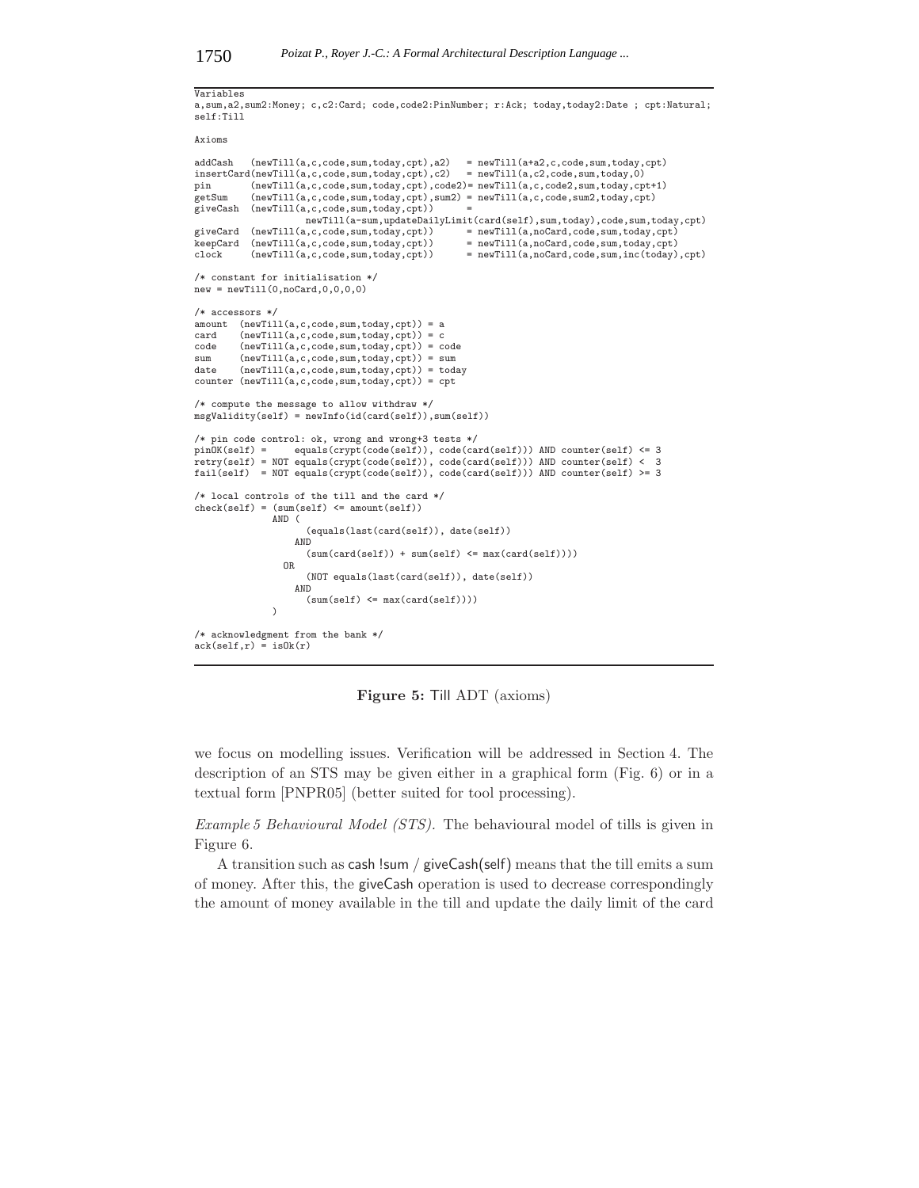```
Variables
a,sum,a2,sum2:Money; c,c2:Card; code,code2:PinNumber; r:Ack; today,today2:Date ; cpt:Natural;
self:Till

Axioms

addCash   (newTill(a,c,code,sum,today,cpt),a2)   = newTill(a+a2,c,code,sum,today,cpt)
insertCard(newTill(a,c,code,sum,today,cpt),c2)   = newTill(a,c2,code,sum,today,0)
pin       (newTill(a,c,code,sum,today,cpt),code2)= newTill(a,c,code2,sum,today,cpt+1)
getSum    (newTill(a,c,code,sum,today,cpt),sum2) = newTill(a,c,code,sum2,today,cpt)
giveCash  (newTill(a,c,code,sum,today,cpt))      =
                 newTill(a-sum,updateDailyLimit(card(self),sum,today),code,sum,today,cpt)
giveCard  (newTill(a,c,code,sum,today,cpt))      = newTill(a,noCard,code,sum,today,cpt)
keepCard  (newTill(a,c,code,sum,today,cpt))      = newTill(a,noCard,code,sum,today,cpt)
clock     (newTill(a,c,code,sum,today,cpt))      = newTill(a,noCard,code,sum,inc(today),cpt)

/* constant for initialisation */
new = newTill(0,noCard,0,0,0,0)

/* accessors */
amount  (newTill(a,c,code,sum,today,cpt)) = a
card    (newTill(a,c,code,sum,today,cpt)) = c
code    (newTill(a,c,code,sum,today,cpt)) = code
sum     (newTill(a,c,code,sum,today,cpt)) = sum
date    (newTill(a,c,code,sum,today,cpt)) = today
counter (newTill(a,c,code,sum,today,cpt)) = cpt

/* compute the message to allow withdraw */
msgValidity(self) = newInfo(id(card(self)),sum(self))

/* pin code control: ok, wrong and wrong+3 tests */
pinOK(self) =     equals(crypt(code(self)), code(card(self))) AND counter(self) <= 3
retry(self) = NOT equals(crypt(code(self)), code(card(self))) AND counter(self) <  3
fail(self)  = NOT equals(crypt(code(self)), code(card(self))) AND counter(self) >= 3

/* local controls of the till and the card */
check(self) = (sum(self) <= amount(self))
              AND (
                    (equals(last(card(self)), date(self))
                  AND
                    (sum(card(self)) + sum(self) <= max(card(self))))
                OR
                    (NOT equals(last(card(self)), date(self))
                  AND
                    (sum(self) <= max(card(self))))
              )

/* acknowledgment from the bank */
ack(self,r) = isOk(r)
```

**Figure 5:** Till ADT (axioms)

we focus on modelling issues. Verification will be addressed in Section 4. The description of an STS may be given either in a graphical form (Fig. 6) or in a textual form [PNPR05] (better suited for tool processing).

*Example 5 Behavioural Model (STS).* The behavioural model of tills is given in Figure 6.

A transition such as cash !sum / giveCash(self) means that the till emits a sum of money. After this, the giveCash operation is used to decrease correspondingly the amount of money available in the till and update the daily limit of the card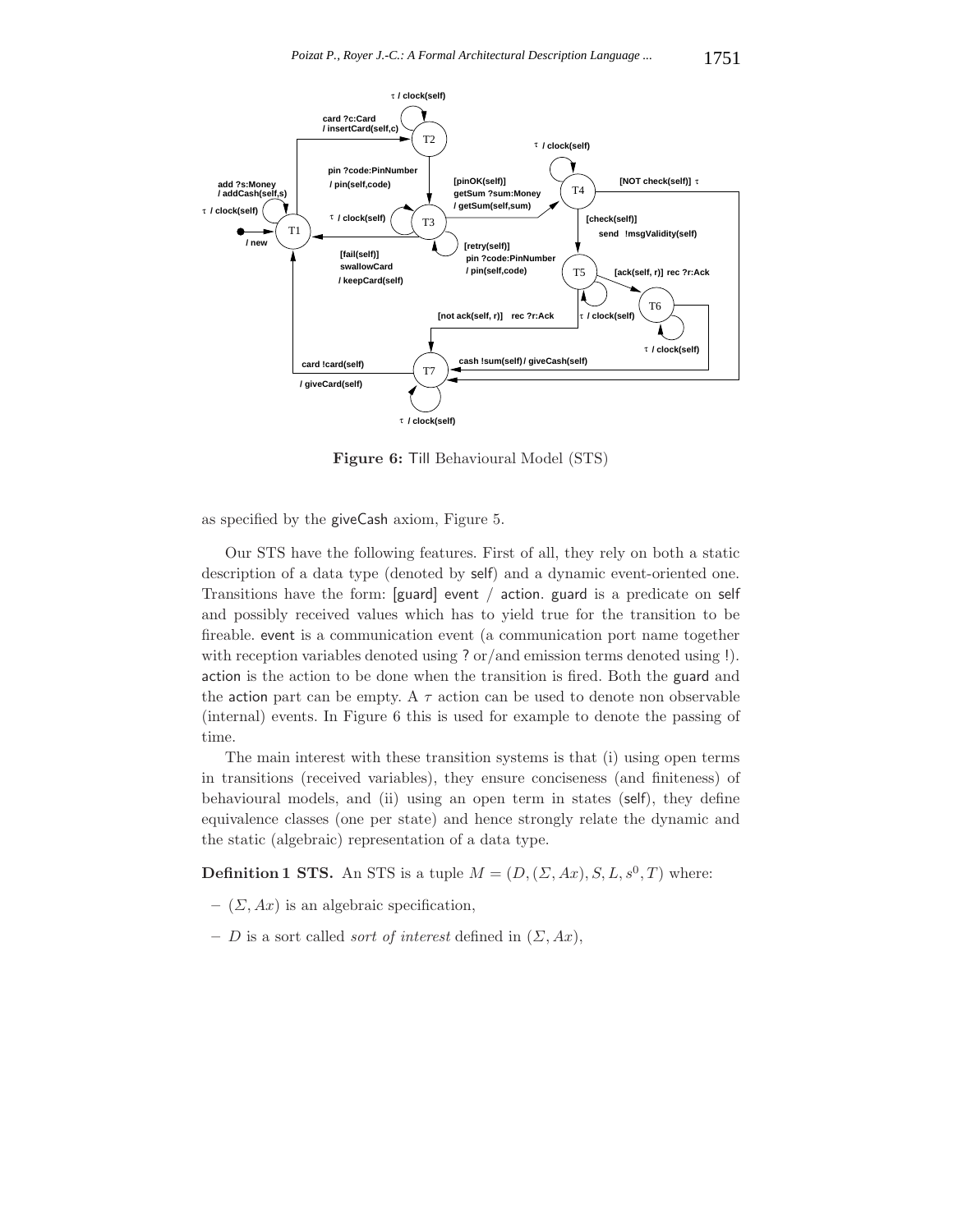**Figure 6:** Till Behavioural Model (STS)

as specified by the giveCash axiom, Figure 5.

Our STS have the following features. First of all, they rely on both a static description of a data type (denoted by self) and a dynamic event-oriented one. Transitions have the form: [guard] event / action. guard is a predicate on self and possibly received values which has to yield true for the transition to be fireable. event is a communication event (a communication port name together with reception variables denoted using ? or/and emission terms denoted using !). action is the action to be done when the transition is fired. Both the guard and the action part can be empty. A $\tau$ action can be used to denote non observable (internal) events. In Figure 6 this is used for example to denote the passing of time.

The main interest with these transition systems is that (i) using open terms in transitions (received variables), they ensure conciseness (and finiteness) of behavioural models, and (ii) using an open term in states (self), they define equivalence classes (one per state) and hence strongly relate the dynamic and the static (algebraic) representation of a data type.

**Definition 1 STS.** An STS is a tuple $M = (D, (\Sigma, Ax), S, L, s^0, T)$ where:

- $(\Sigma, Ax)$ is an algebraic specification,
- $D$ is a sort called *sort of interest* defined in $(\Sigma, Ax)$,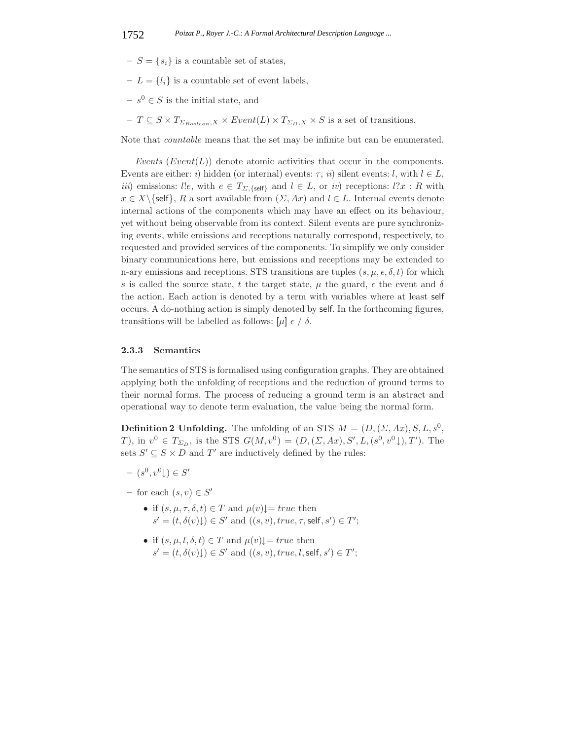- $S = \{s_i\}$ is a countable set of states,
- $L = \{l_i\}$ is a countable set of event labels,
- $s^0 \in S$ is the initial state, and
- $T \subseteq S \times T_{\Sigma_{Boolean},X} \times Event(L) \times T_{\Sigma_D,X} \times S$ is a set of transitions.

Note that *countable* means that the set may be infinite but can be enumerated.

*Events* ($Event(L)$) denote atomic activities that occur in the components. Events are either: *i*) hidden (or internal) events: $\tau$, *ii*) silent events: $l$, with $l \in L$, *iii*) emissions: $l!e$, with $e \in T_{\Sigma,\{\mathsf{self}\}}$ and $l \in L$, or *iv*) receptions: $l?x : R$ with $x \in X \backslash \{\mathsf{self}\}$, $R$ a sort available from $(\Sigma, Ax)$ and $l \in L$. Internal events denote internal actions of the components which may have an effect on its behaviour, yet without being observable from its context. Silent events are pure synchronizing events, while emissions and receptions naturally correspond, respectively, to requested and provided services of the components. To simplify we only consider binary communications here, but emissions and receptions may be extended to n-ary emissions and receptions. STS transitions are tuples $(s, \mu, \epsilon, \delta, t)$ for which $s$ is called the source state, $t$ the target state, $\mu$ the guard, $\epsilon$ the event and $\delta$ the action. Each action is denoted by a term with variables where at least $\mathsf{self}$ occurs. A do-nothing action is simply denoted by $\mathsf{self}$. In the forthcoming figures, transitions will be labelled as follows: $[\mu]\ \epsilon\ /\ \delta$.

### 2.3.3 Semantics

The semantics of STS is formalised using configuration graphs. They are obtained applying both the unfolding of receptions and the reduction of ground terms to their normal forms. The process of reducing a ground term is an abstract and operational way to denote term evaluation, the value being the normal form.

**Definition 2 Unfolding.** The unfolding of an STS $M = (D, (\Sigma, Ax), S, L, s^0, T)$, in $v^0 \in T_{\Sigma_D}$, is the STS $G(M, v^0) = (D, (\Sigma, Ax), S', L, (s^0, v^0\downarrow), T')$. The sets $S' \subseteq S \times D$ and $T'$ are inductively defined by the rules:

- $(s^0, v^0\downarrow) \in S'$
- for each $(s, v) \in S'$
  - if $(s, \mu, \tau, \delta, t) \in T$ and $\mu(v)\downarrow = true$ then
    $s' = (t, \delta(v)\downarrow) \in S'$ and $((s, v), true, \tau, \mathsf{self}, s') \in T'$;
  - if $(s, \mu, l, \delta, t) \in T$ and $\mu(v)\downarrow = true$ then
    $s' = (t, \delta(v)\downarrow) \in S'$ and $((s, v), true, l, \mathsf{self}, s') \in T'$;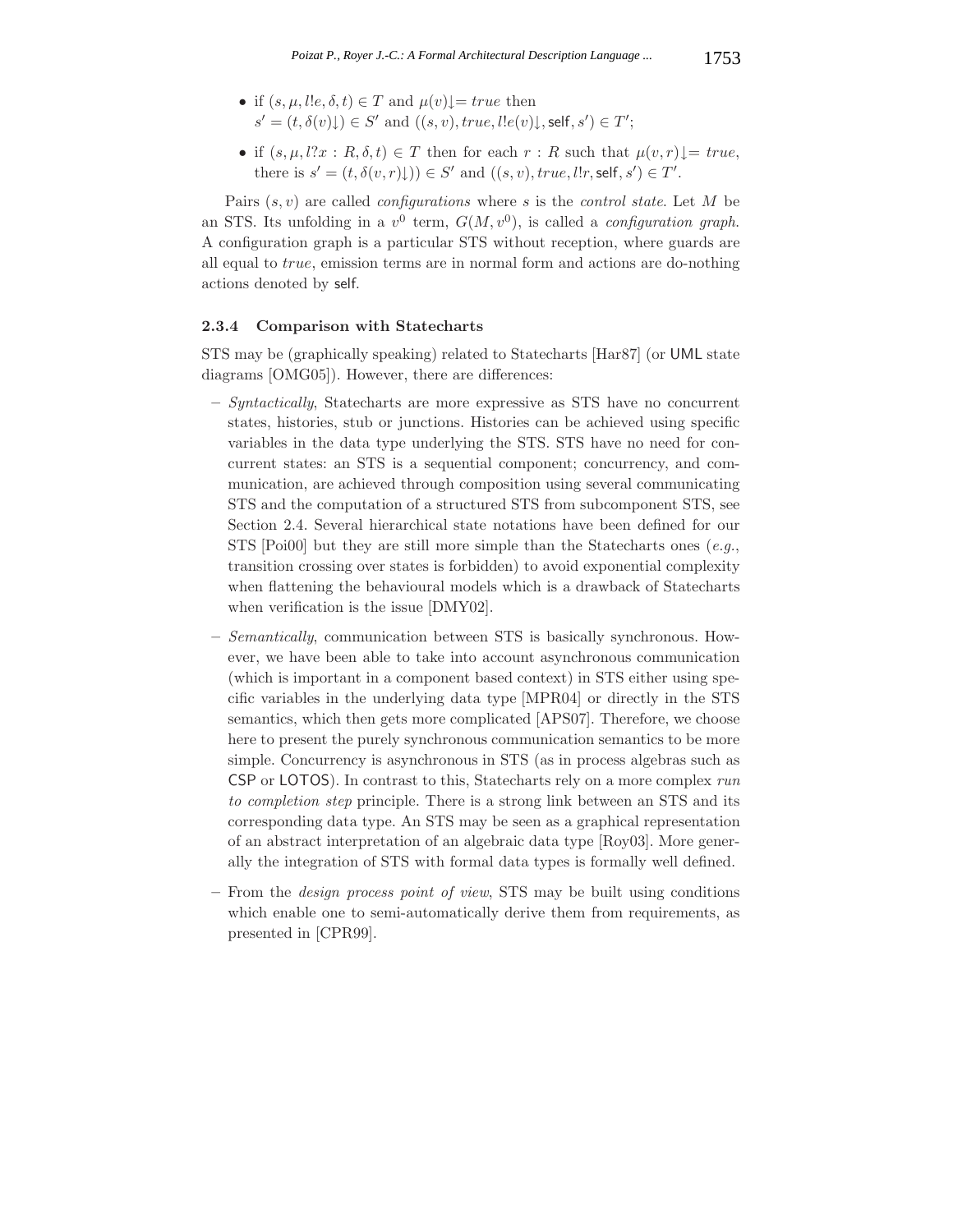- if $(s, \mu, l!e, \delta, t) \in T$ and $\mu(v)\downarrow = true$ then $s' = (t, \delta(v)\downarrow) \in S'$ and $((s, v), true, l!e(v)\downarrow, \mathsf{self}, s') \in T'$;
- if $(s, \mu, l?x : R, \delta, t) \in T$ then for each $r : R$ such that $\mu(v, r)\downarrow = true$, there is $s' = (t, \delta(v, r)\downarrow)) \in S'$ and $((s, v), true, l!r, \mathsf{self}, s') \in T'$.

Pairs $(s, v)$ are called *configurations* where $s$ is the *control state*. Let $M$ be an STS. Its unfolding in a $v^0$ term, $G(M, v^0)$, is called a *configuration graph*. A configuration graph is a particular STS without reception, where guards are all equal to *true*, emission terms are in normal form and actions are do-nothing actions denoted by self.

#### 2.3.4 Comparison with Statecharts

STS may be (graphically speaking) related to Statecharts [Har87] (or UML state diagrams [OMG05]). However, there are differences:

- *Syntactically*, Statecharts are more expressive as STS have no concurrent states, histories, stub or junctions. Histories can be achieved using specific variables in the data type underlying the STS. STS have no need for concurrent states: an STS is a sequential component; concurrency, and communication, are achieved through composition using several communicating STS and the computation of a structured STS from subcomponent STS, see Section 2.4. Several hierarchical state notations have been defined for our STS [Poi00] but they are still more simple than the Statecharts ones (*e.g.*, transition crossing over states is forbidden) to avoid exponential complexity when flattening the behavioural models which is a drawback of Statecharts when verification is the issue [DMY02].
- *Semantically*, communication between STS is basically synchronous. However, we have been able to take into account asynchronous communication (which is important in a component based context) in STS either using specific variables in the underlying data type [MPR04] or directly in the STS semantics, which then gets more complicated [APS07]. Therefore, we choose here to present the purely synchronous communication semantics to be more simple. Concurrency is asynchronous in STS (as in process algebras such as CSP or LOTOS). In contrast to this, Statecharts rely on a more complex *run to completion step* principle. There is a strong link between an STS and its corresponding data type. An STS may be seen as a graphical representation of an abstract interpretation of an algebraic data type [Roy03]. More generally the integration of STS with formal data types is formally well defined.
- From the *design process point of view*, STS may be built using conditions which enable one to semi-automatically derive them from requirements, as presented in [CPR99].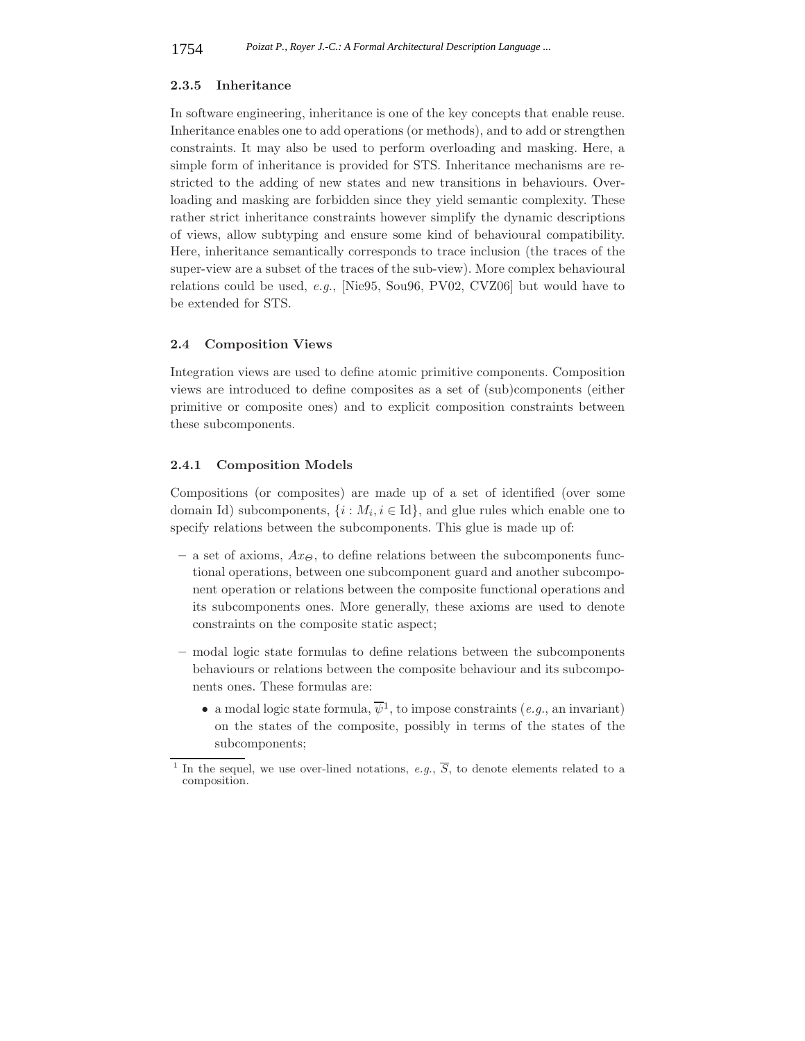### 2.3.5 Inheritance

In software engineering, inheritance is one of the key concepts that enable reuse. Inheritance enables one to add operations (or methods), and to add or strengthen constraints. It may also be used to perform overloading and masking. Here, a simple form of inheritance is provided for STS. Inheritance mechanisms are restricted to the adding of new states and new transitions in behaviours. Overloading and masking are forbidden since they yield semantic complexity. These rather strict inheritance constraints however simplify the dynamic descriptions of views, allow subtyping and ensure some kind of behavioural compatibility. Here, inheritance semantically corresponds to trace inclusion (the traces of the super-view are a subset of the traces of the sub-view). More complex behavioural relations could be used, *e.g.*, [Nie95, Sou96, PV02, CVZ06] but would have to be extended for STS.

## 2.4 Composition Views

Integration views are used to define atomic primitive components. Composition views are introduced to define composites as a set of (sub)components (either primitive or composite ones) and to explicit composition constraints between these subcomponents.

### 2.4.1 Composition Models

Compositions (or composites) are made up of a set of identified (over some domain Id) subcomponents, $\{i : M_i, i \in \text{Id}\}$, and glue rules which enable one to specify relations between the subcomponents. This glue is made up of:

- a set of axioms, $Ax_\Theta$, to define relations between the subcomponents functional operations, between one subcomponent guard and another subcomponent operation or relations between the composite functional operations and its subcomponents ones. More generally, these axioms are used to denote constraints on the composite static aspect;
- modal logic state formulas to define relations between the subcomponents behaviours or relations between the composite behaviour and its subcomponents ones. These formulas are:
  - a modal logic state formula, $\overline{\psi}$[1], to impose constraints (*e.g.*, an invariant) on the states of the composite, possibly in terms of the states of the subcomponents;

[1] In the sequel, we use over-lined notations, *e.g.*, $\overline{S}$, to denote elements related to a composition.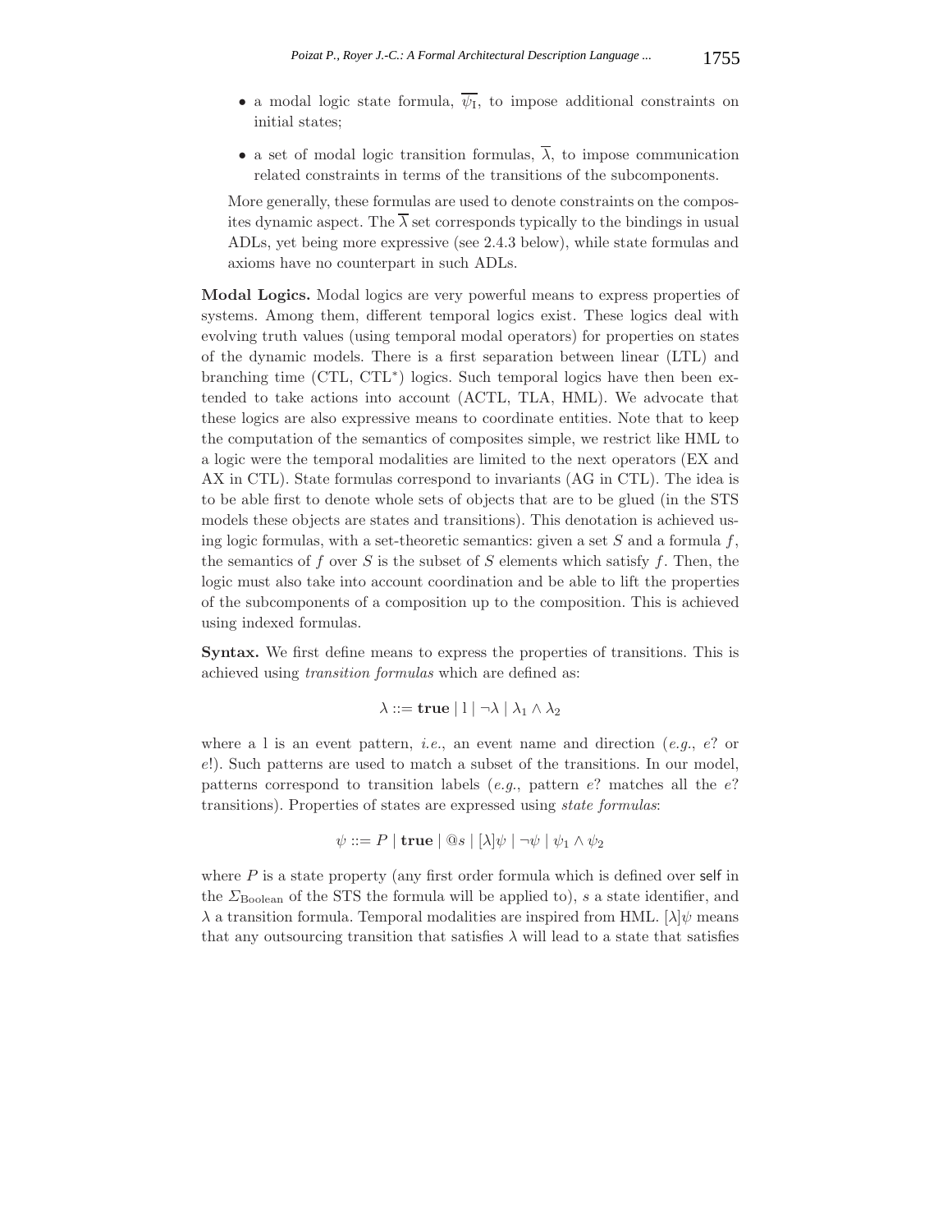- a modal logic state formula, $\overline{\psi_I}$, to impose additional constraints on initial states;
- a set of modal logic transition formulas, $\overline{\lambda}$, to impose communication related constraints in terms of the transitions of the subcomponents.

More generally, these formulas are used to denote constraints on the composites dynamic aspect. The $\overline{\lambda}$ set corresponds typically to the bindings in usual ADLs, yet being more expressive (see 2.4.3 below), while state formulas and axioms have no counterpart in such ADLs.

**Modal Logics.** Modal logics are very powerful means to express properties of systems. Among them, different temporal logics exist. These logics deal with evolving truth values (using temporal modal operators) for properties on states of the dynamic models. There is a first separation between linear (LTL) and branching time (CTL, CTL*) logics. Such temporal logics have then been extended to take actions into account (ACTL, TLA, HML). We advocate that these logics are also expressive means to coordinate entities. Note that to keep the computation of the semantics of composites simple, we restrict like HML to a logic were the temporal modalities are limited to the next operators (EX and AX in CTL). State formulas correspond to invariants (AG in CTL). The idea is to be able first to denote whole sets of objects that are to be glued (in the STS models these objects are states and transitions). This denotation is achieved using logic formulas, with a set-theoretic semantics: given a set $S$ and a formula $f$, the semantics of $f$ over $S$ is the subset of $S$ elements which satisfy $f$. Then, the logic must also take into account coordination and be able to lift the properties of the subcomponents of a composition up to the composition. This is achieved using indexed formulas.

**Syntax.** We first define means to express the properties of transitions. This is achieved using *transition formulas* which are defined as:

$$\lambda ::= \mathbf{true} \mid \mathrm{l} \mid \neg\lambda \mid \lambda_1 \wedge \lambda_2$$

where a l is an event pattern, *i.e.*, an event name and direction (*e.g.*, $e?$ or $e!$). Such patterns are used to match a subset of the transitions. In our model, patterns correspond to transition labels (*e.g.*, pattern $e?$ matches all the $e?$ transitions). Properties of states are expressed using *state formulas*:

$$\psi ::= P \mid \mathbf{true} \mid @s \mid [\lambda]\psi \mid \neg\psi \mid \psi_1 \wedge \psi_2$$

where $P$ is a state property (any first order formula which is defined over self in the $\Sigma_{\text{Boolean}}$ of the STS the formula will be applied to), $s$ a state identifier, and $\lambda$ a transition formula. Temporal modalities are inspired from HML. $[\lambda]\psi$ means that any outsourcing transition that satisfies $\lambda$ will lead to a state that satisfies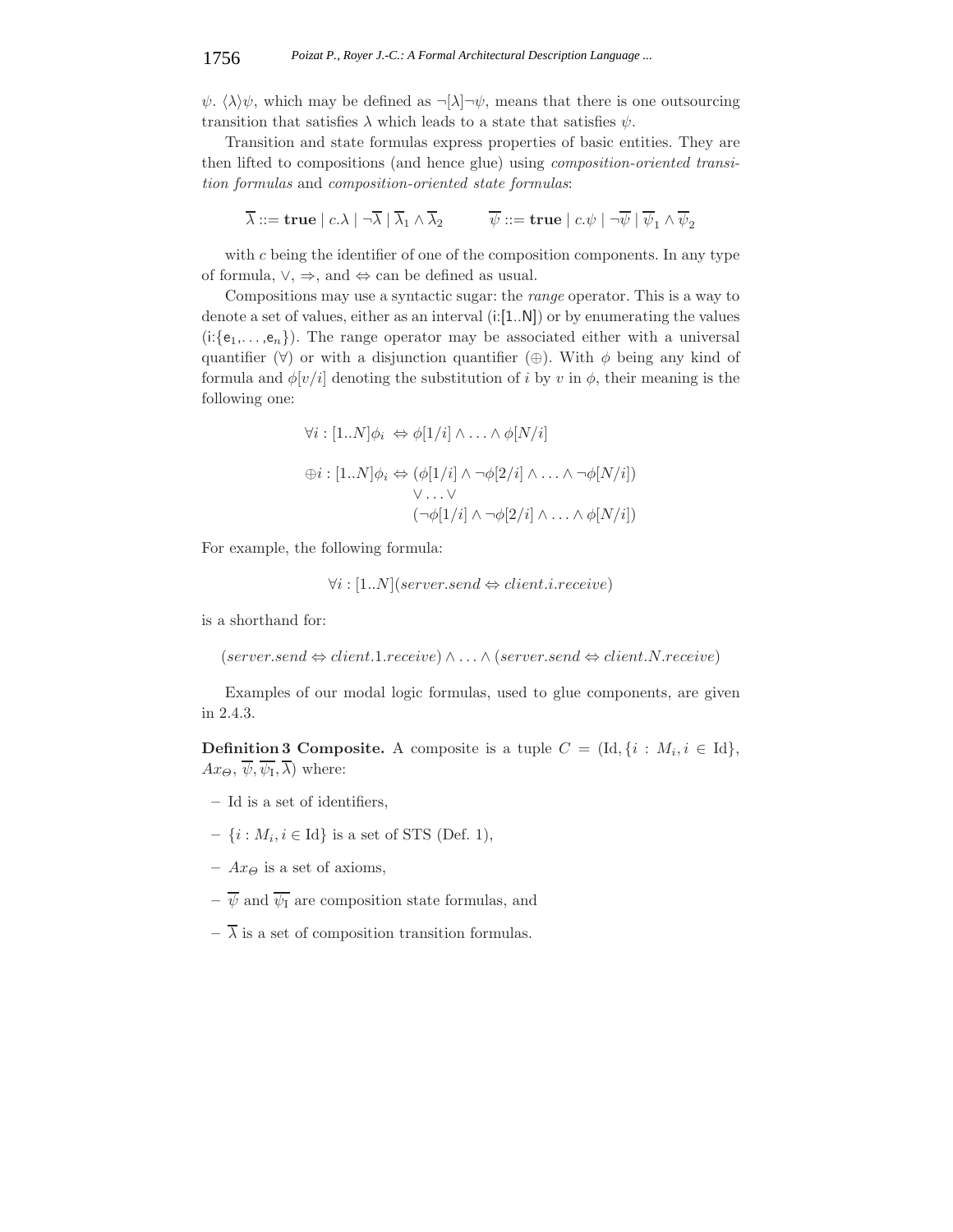$\psi$. $\langle\lambda\rangle\psi$, which may be defined as $\neg[\lambda]\neg\psi$, means that there is one outsourcing transition that satisfies $\lambda$ which leads to a state that satisfies $\psi$.

Transition and state formulas express properties of basic entities. They are then lifted to compositions (and hence glue) using *composition-oriented transition formulas* and *composition-oriented state formulas*:

$$\overline{\lambda} ::= \textbf{true} \mid c.\lambda \mid \neg\overline{\lambda} \mid \overline{\lambda}_1 \wedge \overline{\lambda}_2 \qquad \overline{\psi} ::= \textbf{true} \mid c.\psi \mid \neg\overline{\psi} \mid \overline{\psi}_1 \wedge \overline{\psi}_2$$

with $c$ being the identifier of one of the composition components. In any type of formula, $\vee$, $\Rightarrow$, and $\Leftrightarrow$ can be defined as usual.

Compositions may use a syntactic sugar: the *range* operator. This is a way to denote a set of values, either as an interval (i:[1..N]) or by enumerating the values (i:{$e_1$,...,$e_n$}). The range operator may be associated either with a universal quantifier ($\forall$) or with a disjunction quantifier ($\oplus$). With $\phi$ being any kind of formula and $\phi[v/i]$ denoting the substitution of $i$ by $v$ in $\phi$, their meaning is the following one:

$$\forall i : [1..N]\phi_i \Leftrightarrow \phi[1/i] \wedge \ldots \wedge \phi[N/i]$$

$$\begin{aligned}\oplus i : [1..N]\phi_i \Leftrightarrow\ & (\phi[1/i] \wedge \neg\phi[2/i] \wedge \ldots \wedge \neg\phi[N/i]) \\ & \vee \ldots \vee \\ & (\neg\phi[1/i] \wedge \neg\phi[2/i] \wedge \ldots \wedge \phi[N/i])\end{aligned}$$

For example, the following formula:

$$\forall i : [1..N](server.send \Leftrightarrow client.i.receive)$$

is a shorthand for:

$$(server.send \Leftrightarrow client.1.receive) \wedge \ldots \wedge (server.send \Leftrightarrow client.N.receive)$$

Examples of our modal logic formulas, used to glue components, are given in 2.4.3.

**Definition 3 Composite.** A composite is a tuple $C = (\mathrm{Id}, \{i : M_i, i \in \mathrm{Id}\}, Ax_\Theta, \overline{\psi}, \overline{\psi_\mathrm{I}}, \overline{\lambda})$ where:

- Id is a set of identifiers,
- $\{i : M_i, i \in \mathrm{Id}\}$ is a set of STS (Def. 1),
- $Ax_\Theta$ is a set of axioms,
- $\overline{\psi}$ and $\overline{\psi_\mathrm{I}}$ are composition state formulas, and
- $\overline{\lambda}$ is a set of composition transition formulas.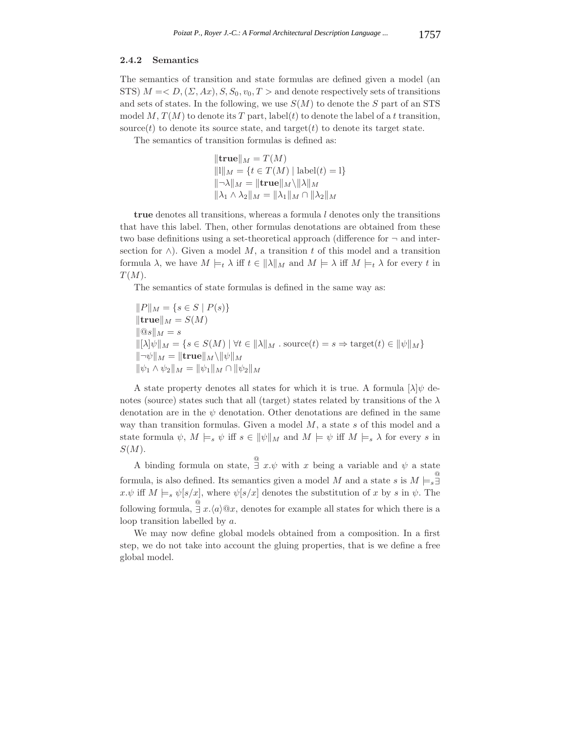#### 2.4.2 Semantics

The semantics of transition and state formulas are defined given a model (an STS) $M =< D, (\Sigma, Ax), S, S_0, v_0, T >$ and denote respectively sets of transitions and sets of states. In the following, we use $S(M)$ to denote the $S$ part of an STS model $M$, $T(M)$ to denote its $T$ part, label$(t)$ to denote the label of a $t$ transition, source$(t)$ to denote its source state, and target$(t)$ to denote its target state.

The semantics of transition formulas is defined as:

$$\|\mathbf{true}\|_M = T(M)$$
$$\|\mathrm{l}\|_M = \{t \in T(M) \mid \mathrm{label}(t) = \mathrm{l}\}$$
$$\|\neg\lambda\|_M = \|\mathbf{true}\|_M \backslash \|\lambda\|_M$$
$$\|\lambda_1 \wedge \lambda_2\|_M = \|\lambda_1\|_M \cap \|\lambda_2\|_M$$

**true** denotes all transitions, whereas a formula $l$ denotes only the transitions that have this label. Then, other formulas denotations are obtained from these two base definitions using a set-theoretical approach (difference for $\neg$ and intersection for $\wedge$). Given a model $M$, a transition $t$ of this model and a transition formula $\lambda$, we have $M \models_t \lambda$ iff $t \in \|\lambda\|_M$ and $M \models \lambda$ iff $M \models_t \lambda$ for every $t$ in $T(M)$.

The semantics of state formulas is defined in the same way as:

$$\|P\|_M = \{s \in S \mid P(s)\}$$
$$\|\mathbf{true}\|_M = S(M)$$
$$\|@s\|_M = s$$
$$\|[\lambda]\psi\|_M = \{s \in S(M) \mid \forall t \in \|\lambda\|_M \;.\; \mathrm{source}(t) = s \Rightarrow \mathrm{target}(t) \in \|\psi\|_M\}$$
$$\|\neg\psi\|_M = \|\mathbf{true}\|_M \backslash \|\psi\|_M$$
$$\|\psi_1 \wedge \psi_2\|_M = \|\psi_1\|_M \cap \|\psi_2\|_M$$

A state property denotes all states for which it is true. A formula $[\lambda]\psi$ denotes (source) states such that all (target) states related by transitions of the $\lambda$ denotation are in the $\psi$ denotation. Other denotations are defined in the same way than transition formulas. Given a model $M$, a state $s$ of this model and a state formula $\psi$, $M \models_s \psi$ iff $s \in \|\psi\|_M$ and $M \models \psi$ iff $M \models_s \lambda$ for every $s$ in $S(M)$.

A binding formula on state, $\overset{@}{\exists}\, x.\psi$ with $x$ being a variable and $\psi$ a state formula, is also defined. Its semantics given a model $M$ and a state $s$ is $M \models_s \overset{@}{\exists}\, x.\psi$ iff $M \models_s \psi[s/x]$, where $\psi[s/x]$ denotes the substitution of $x$ by $s$ in $\psi$. The following formula, $\overset{@}{\exists}\, x.\langle a\rangle @x$, denotes for example all states for which there is a loop transition labelled by $a$.

We may now define global models obtained from a composition. In a first step, we do not take into account the gluing properties, that is we define a free global model.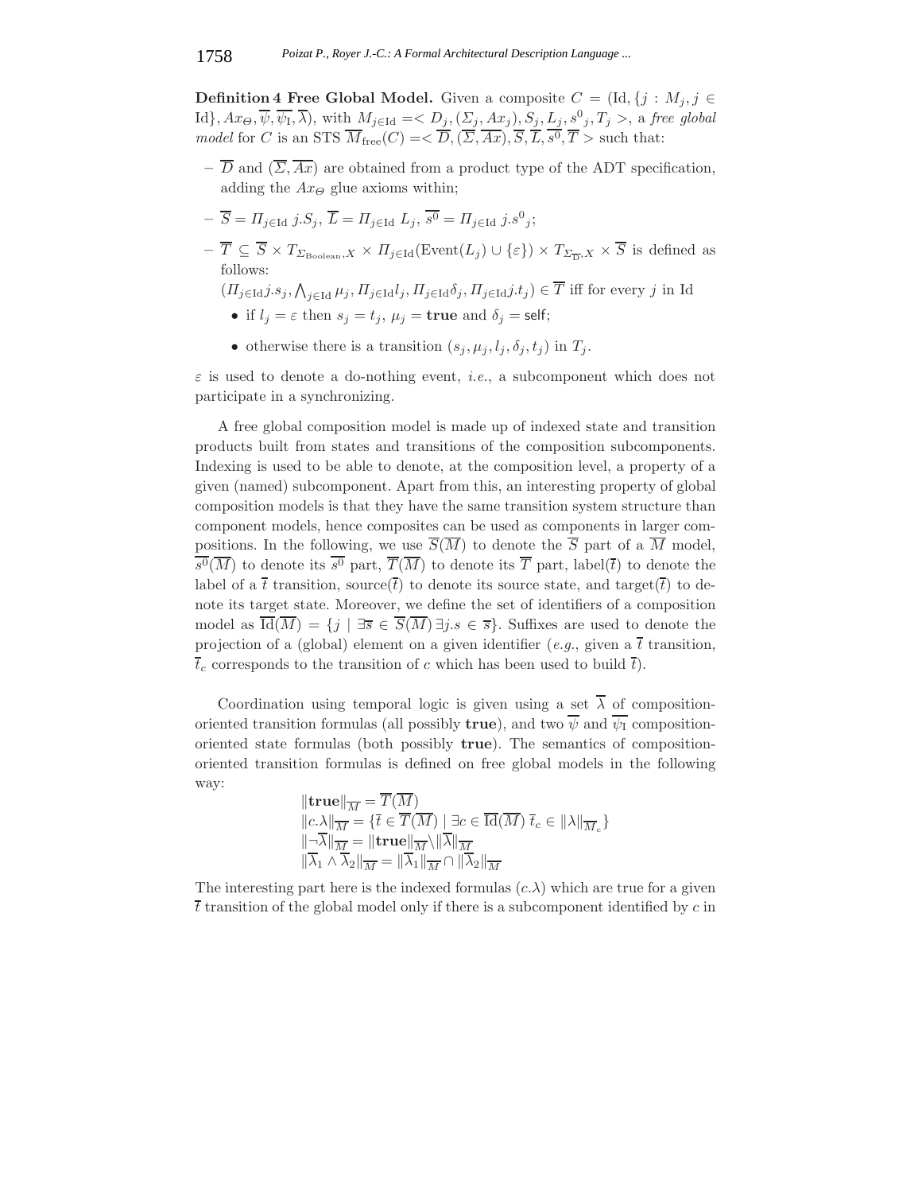**Definition 4 Free Global Model.** Given a composite $C = (\text{Id}, \{j : M_j, j \in \text{Id}\}, Ax_\Theta, \overline{\psi}, \overline{\psi_\text{I}}, \overline{\lambda})$, with $M_{j\in\text{Id}} =< D_j, (\Sigma_j, Ax_j), S_j, L_j, {s^0}_j, T_j >$, a *free global model* for $C$ is an STS $\overline{M}_\text{free}(C) =< \overline{D}, (\overline{\Sigma}, \overline{Ax}), \overline{S}, \overline{L}, \overline{s^0}, \overline{T} >$ such that:

- $\overline{D}$ and $(\overline{\Sigma}, \overline{Ax})$ are obtained from a product type of the ADT specification, adding the $Ax_\Theta$ glue axioms within;
- $\overline{S} = \Pi_{j\in\text{Id}}\ j.S_j$, $\overline{L} = \Pi_{j\in\text{Id}}\ L_j$, $\overline{s^0} = \Pi_{j\in\text{Id}}\ j.{s^0}_j$;
- $\overline{T} \subseteq \overline{S} \times T_{\Sigma_\text{Boolean},X} \times \Pi_{j\in\text{Id}}(\text{Event}(L_j) \cup \{\varepsilon\}) \times T_{\Sigma_{\overline{D}},X} \times \overline{S}$ is defined as follows:
  $(\Pi_{j\in\text{Id}} j.s_j, \bigwedge_{j\in\text{Id}} \mu_j, \Pi_{j\in\text{Id}} l_j, \Pi_{j\in\text{Id}} \delta_j, \Pi_{j\in\text{Id}} j.t_j) \in \overline{T}$ iff for every $j$ in Id
  - if $l_j = \varepsilon$ then $s_j = t_j$, $\mu_j = \textbf{true}$ and $\delta_j = \mathsf{self}$;
  - otherwise there is a transition $(s_j, \mu_j, l_j, \delta_j, t_j)$ in $T_j$.

$\varepsilon$ is used to denote a do-nothing event, *i.e.*, a subcomponent which does not participate in a synchronizing.

A free global composition model is made up of indexed state and transition products built from states and transitions of the composition subcomponents. Indexing is used to be able to denote, at the composition level, a property of a given (named) subcomponent. Apart from this, an interesting property of global composition models is that they have the same transition system structure than component models, hence composites can be used as components in larger compositions. In the following, we use $\overline{S}(\overline{M})$ to denote the $\overline{S}$ part of a $\overline{M}$ model, $\overline{s^0}(\overline{M})$ to denote its $\overline{s^0}$ part, $\overline{T}(\overline{M})$ to denote its $\overline{T}$ part, $\text{label}(\overline{t})$ to denote the label of a $\overline{t}$ transition, $\text{source}(\overline{t})$ to denote its source state, and $\text{target}(\overline{t})$ to denote its target state. Moreover, we define the set of identifiers of a composition model as $\overline{\text{Id}}(\overline{M}) = \{j \mid \exists \overline{s} \in \overline{S}(\overline{M})\, \exists j.s \in \overline{s}\}$. Suffixes are used to denote the projection of a (global) element on a given identifier (*e.g.*, given a $\overline{t}$ transition, $\overline{t}_c$ corresponds to the transition of $c$ which has been used to build $\overline{t}$).

Coordination using temporal logic is given using a set $\overline{\lambda}$ of composition-oriented transition formulas (all possibly **true**), and two $\overline{\psi}$ and $\overline{\psi_\text{I}}$ composition-oriented state formulas (both possibly **true**). The semantics of composition-oriented transition formulas is defined on free global models in the following way:

$$
\begin{aligned}
&\|\textbf{true}\|_{\overline{M}} = \overline{T}(\overline{M})\\
&\|c.\lambda\|_{\overline{M}} = \{\overline{t} \in \overline{T}(\overline{M}) \mid \exists c \in \overline{\text{Id}}(\overline{M})\ \overline{t}_c \in \|\lambda\|_{\overline{M}_c}\}\\
&\|\neg\overline{\lambda}\|_{\overline{M}} = \|\textbf{true}\|_{\overline{M}} \backslash \|\overline{\lambda}\|_{\overline{M}}\\
&\|\overline{\lambda}_1 \wedge \overline{\lambda}_2\|_{\overline{M}} = \|\overline{\lambda}_1\|_{\overline{M}} \cap \|\overline{\lambda}_2\|_{\overline{M}}
\end{aligned}
$$

The interesting part here is the indexed formulas $(c.\lambda)$ which are true for a given $\overline{t}$ transition of the global model only if there is a subcomponent identified by $c$ in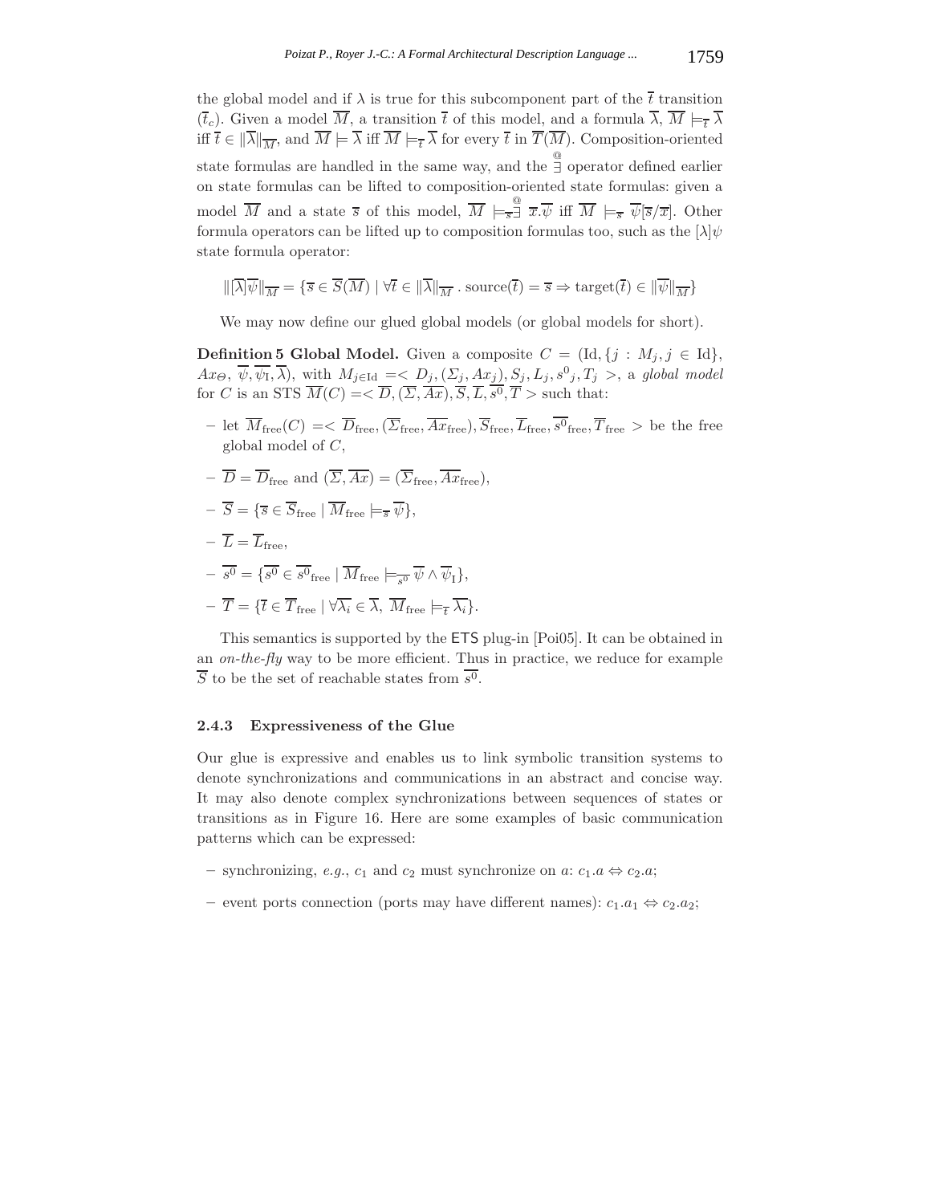the global model and if $\lambda$ is true for this subcomponent part of the $\overline{t}$ transition ($\overline{t}_c$). Given a model $\overline{M}$, a transition $\overline{t}$ of this model, and a formula $\overline{\lambda}$, $\overline{M} \models_{\overline{t}} \overline{\lambda}$ iff $\overline{t} \in \|\overline{\lambda}\|_{\overline{M}}$, and $\overline{M} \models \overline{\lambda}$ iff $\overline{M} \models_{\overline{t}} \overline{\lambda}$ for every $\overline{t}$ in $\overline{T}(\overline{M})$. Composition-oriented state formulas are handled in the same way, and the $\overset{@}{\exists}$ operator defined earlier on state formulas can be lifted to composition-oriented state formulas: given a model $\overline{M}$ and a state $\overline{s}$ of this model, $\overline{M} \models_{\overline{s}} \overset{@}{\exists}\ \overline{x}.\overline{\psi}$ iff $\overline{M} \models_{\overline{s}} \overline{\psi}[\overline{s}/\overline{x}]$. Other formula operators can be lifted up to composition formulas too, such as the $[\lambda]\psi$ state formula operator:

$$\|[\overline{\lambda}]\overline{\psi}\|_{\overline{M}} = \{\overline{s} \in \overline{S}(\overline{M}) \mid \forall \overline{t} \in \|\overline{\lambda}\|_{\overline{M}} \,.\, \text{source}(\overline{t}) = \overline{s} \Rightarrow \text{target}(\overline{t}) \in \|\overline{\psi}\|_{\overline{M}}\}$$

We may now define our glued global models (or global models for short).

**Definition 5 Global Model.** Given a composite $C = (\text{Id}, \{j : M_j, j \in \text{Id}\}, Ax_\Theta, \overline{\psi}, \overline{\psi_\text{I}}, \overline{\lambda})$, with $M_{j \in \text{Id}} =< D_j, (\Sigma_j, Ax_j), S_j, L_j, s^0{}_j, T_j >$, a *global model* for $C$ is an STS $\overline{M}(C) =< \overline{D}, (\overline{\Sigma}, \overline{Ax}), \overline{S}, \overline{L}, \overline{s^0}, \overline{T} >$ such that:

- let $\overline{M}_\text{free}(C) =< \overline{D}_\text{free}, (\overline{\Sigma}_\text{free}, \overline{Ax}_\text{free}), \overline{S}_\text{free}, \overline{L}_\text{free}, \overline{s^0}_\text{free}, \overline{T}_\text{free} >$ be the free global model of $C$,
- $\overline{D} = \overline{D}_\text{free}$ and $(\overline{\Sigma}, \overline{Ax}) = (\overline{\Sigma}_\text{free}, \overline{Ax}_\text{free})$,
- $\overline{S} = \{\overline{s} \in \overline{S}_\text{free} \mid \overline{M}_\text{free} \models_{\overline{s}} \overline{\psi}\}$,
- $\overline{L} = \overline{L}_\text{free}$,
- $\overline{s^0} = \{\overline{s^0} \in \overline{s^0}_\text{free} \mid \overline{M}_\text{free} \models_{\overline{s^0}} \overline{\psi} \wedge \overline{\psi}_\text{I}\}$,
- $\overline{T} = \{\overline{t} \in \overline{T}_\text{free} \mid \forall \overline{\lambda_i} \in \overline{\lambda},\ \overline{M}_\text{free} \models_{\overline{t}} \overline{\lambda_i}\}$.

This semantics is supported by the ETS plug-in [Poi05]. It can be obtained in an *on-the-fly* way to be more efficient. Thus in practice, we reduce for example $\overline{S}$ to be the set of reachable states from $\overline{s^0}$.

### 2.4.3 Expressiveness of the Glue

Our glue is expressive and enables us to link symbolic transition systems to denote synchronizations and communications in an abstract and concise way. It may also denote complex synchronizations between sequences of states or transitions as in Figure 16. Here are some examples of basic communication patterns which can be expressed:

- synchronizing, *e.g.*, $c_1$ and $c_2$ must synchronize on $a$: $c_1.a \Leftrightarrow c_2.a$;
- event ports connection (ports may have different names): $c_1.a_1 \Leftrightarrow c_2.a_2$;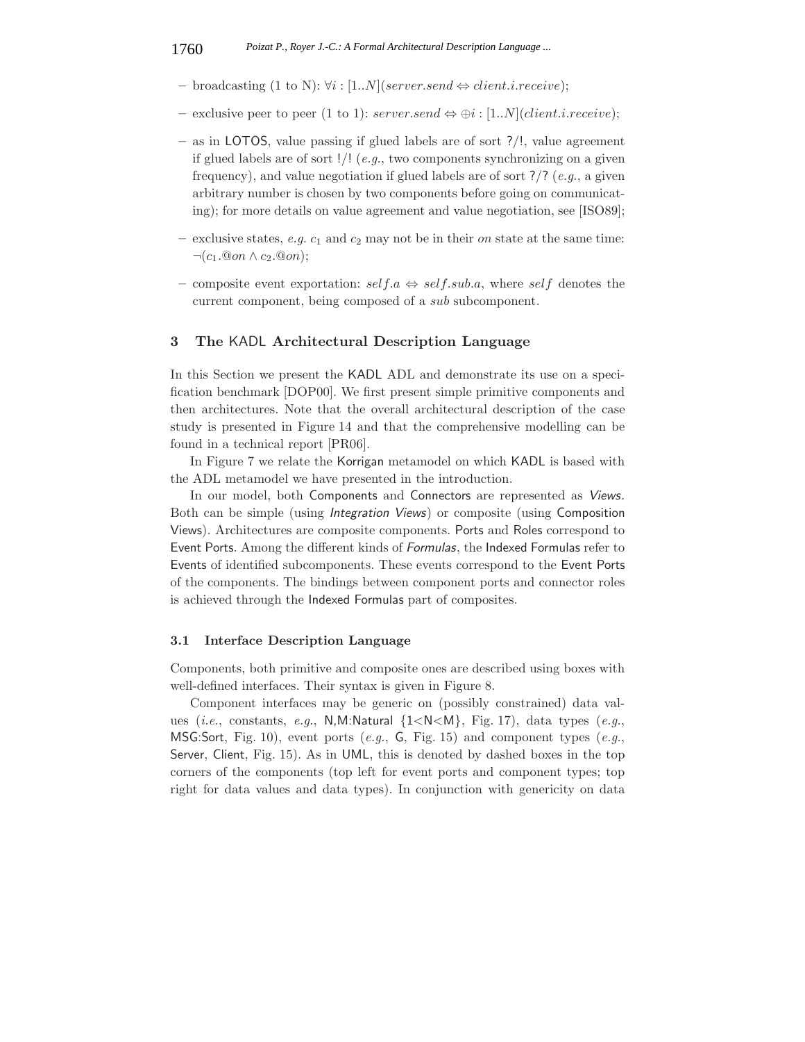– broadcasting (1 to N): $\forall i : [1..N](server.send \Leftrightarrow client.i.receive)$;

– exclusive peer to peer (1 to 1): $server.send \Leftrightarrow \oplus i : [1..N](client.i.receive)$;

– as in LOTOS, value passing if glued labels are of sort ?/!, value agreement if glued labels are of sort !/! (*e.g.*, two components synchronizing on a given frequency), and value negotiation if glued labels are of sort ?/? (*e.g.*, a given arbitrary number is chosen by two components before going on communicating); for more details on value agreement and value negotiation, see [ISO89];

– exclusive states, *e.g.* $c_1$ and $c_2$ may not be in their *on* state at the same time: $\neg(c_1.@on \wedge c_2.@on)$;

– composite event exportation: $self.a \Leftrightarrow self.sub.a$, where $self$ denotes the current component, being composed of a *sub* subcomponent.

## 3 The KADL Architectural Description Language

In this Section we present the KADL ADL and demonstrate its use on a specification benchmark [DOP00]. We first present simple primitive components and then architectures. Note that the overall architectural description of the case study is presented in Figure 14 and that the comprehensive modelling can be found in a technical report [PR06].

In Figure 7 we relate the Korrigan metamodel on which KADL is based with the ADL metamodel we have presented in the introduction.

In our model, both Components and Connectors are represented as *Views*. Both can be simple (using *Integration Views*) or composite (using Composition Views). Architectures are composite components. Ports and Roles correspond to Event Ports. Among the different kinds of *Formulas*, the Indexed Formulas refer to Events of identified subcomponents. These events correspond to the Event Ports of the components. The bindings between component ports and connector roles is achieved through the Indexed Formulas part of composites.

### 3.1 Interface Description Language

Components, both primitive and composite ones are described using boxes with well-defined interfaces. Their syntax is given in Figure 8.

Component interfaces may be generic on (possibly constrained) data values (*i.e.*, constants, *e.g.*, N,M:Natural {1<N<M}, Fig. 17), data types (*e.g.*, MSG:Sort, Fig. 10), event ports (*e.g.*, G, Fig. 15) and component types (*e.g.*, Server, Client, Fig. 15). As in UML, this is denoted by dashed boxes in the top corners of the components (top left for event ports and component types; top right for data values and data types). In conjunction with genericity on data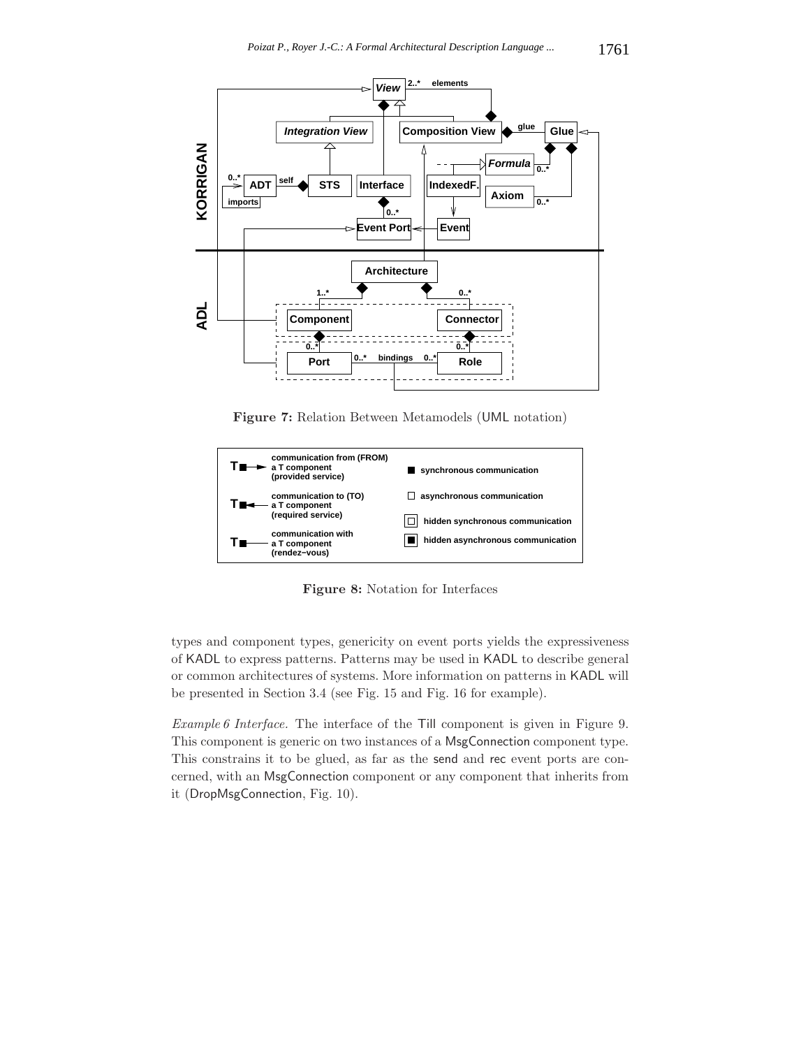**Figure 7:** Relation Between Metamodels (UML notation)

**Figure 8:** Notation for Interfaces

types and component types, genericity on event ports yields the expressiveness of KADL to express patterns. Patterns may be used in KADL to describe general or common architectures of systems. More information on patterns in KADL will be presented in Section 3.4 (see Fig. 15 and Fig. 16 for example).

*Example 6 Interface.* The interface of the Till component is given in Figure 9. This component is generic on two instances of a MsgConnection component type. This constrains it to be glued, as far as the send and rec event ports are concerned, with an MsgConnection component or any component that inherits from it (DropMsgConnection, Fig. 10).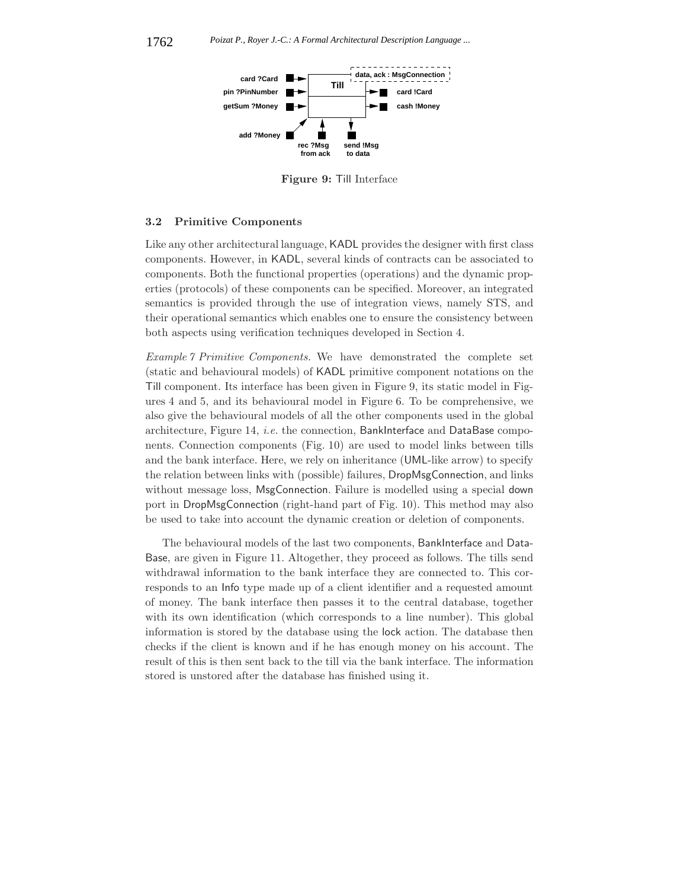**Figure 9:** Till Interface

### 3.2 Primitive Components

Like any other architectural language, KADL provides the designer with first class components. However, in KADL, several kinds of contracts can be associated to components. Both the functional properties (operations) and the dynamic properties (protocols) of these components can be specified. Moreover, an integrated semantics is provided through the use of integration views, namely STS, and their operational semantics which enables one to ensure the consistency between both aspects using verification techniques developed in Section 4.

*Example 7 Primitive Components.* We have demonstrated the complete set (static and behavioural models) of KADL primitive component notations on the Till component. Its interface has been given in Figure 9, its static model in Figures 4 and 5, and its behavioural model in Figure 6. To be comprehensive, we also give the behavioural models of all the other components used in the global architecture, Figure 14, *i.e.* the connection, BankInterface and DataBase components. Connection components (Fig. 10) are used to model links between tills and the bank interface. Here, we rely on inheritance (UML-like arrow) to specify the relation between links with (possible) failures, DropMsgConnection, and links without message loss, MsgConnection. Failure is modelled using a special down port in DropMsgConnection (right-hand part of Fig. 10). This method may also be used to take into account the dynamic creation or deletion of components.

The behavioural models of the last two components, BankInterface and DataBase, are given in Figure 11. Altogether, they proceed as follows. The tills send withdrawal information to the bank interface they are connected to. This corresponds to an Info type made up of a client identifier and a requested amount of money. The bank interface then passes it to the central database, together with its own identification (which corresponds to a line number). This global information is stored by the database using the lock action. The database then checks if the client is known and if he has enough money on his account. The result of this is then sent back to the till via the bank interface. The information stored is unstored after the database has finished using it.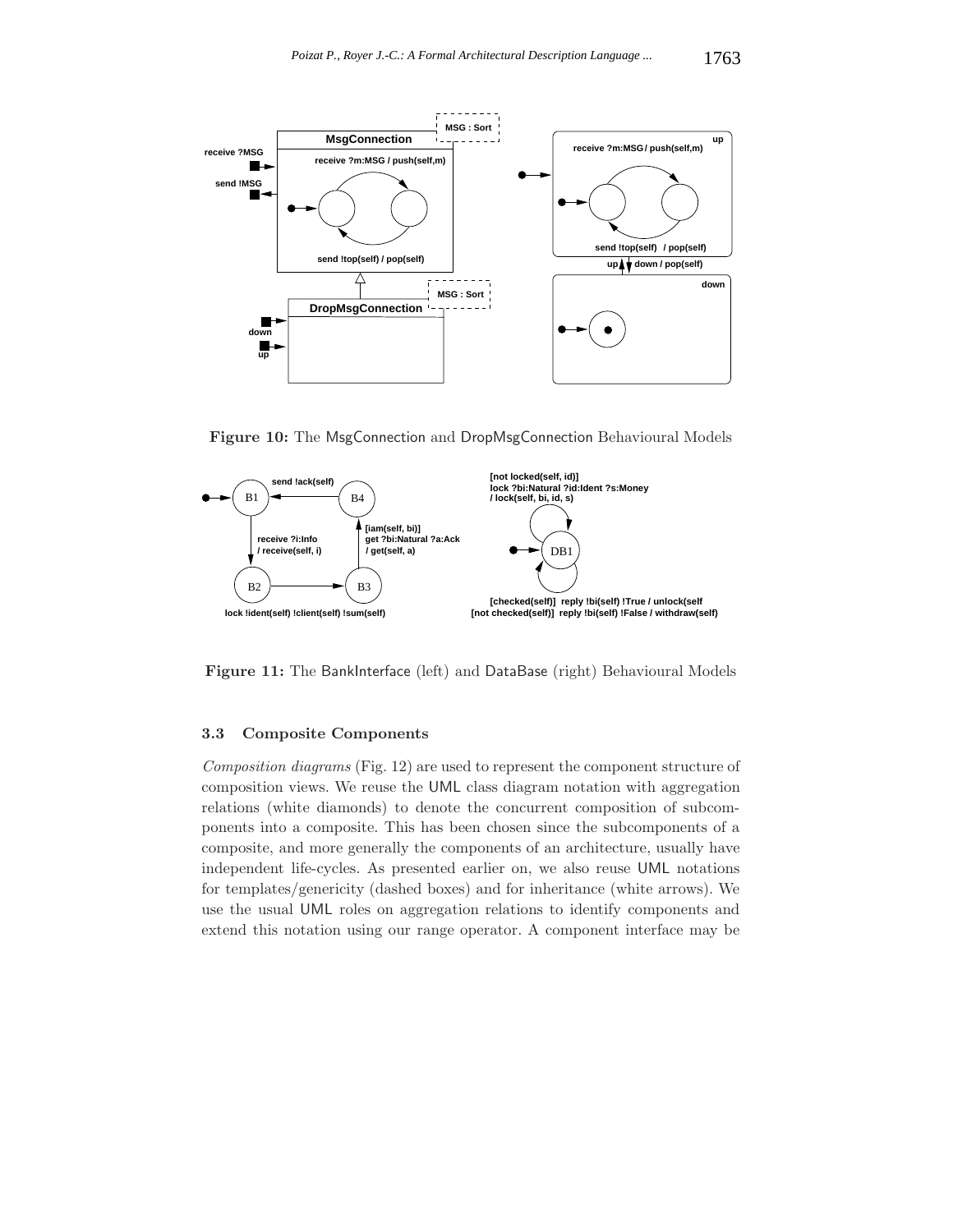**Figure 10:** The MsgConnection and DropMsgConnection Behavioural Models

**Figure 11:** The BankInterface (left) and DataBase (right) Behavioural Models

### 3.3 Composite Components

*Composition diagrams* (Fig. 12) are used to represent the component structure of composition views. We reuse the UML class diagram notation with aggregation relations (white diamonds) to denote the concurrent composition of subcomponents into a composite. This has been chosen since the subcomponents of a composite, and more generally the components of an architecture, usually have independent life-cycles. As presented earlier on, we also reuse UML notations for templates/genericity (dashed boxes) and for inheritance (white arrows). We use the usual UML roles on aggregation relations to identify components and extend this notation using our range operator. A component interface may be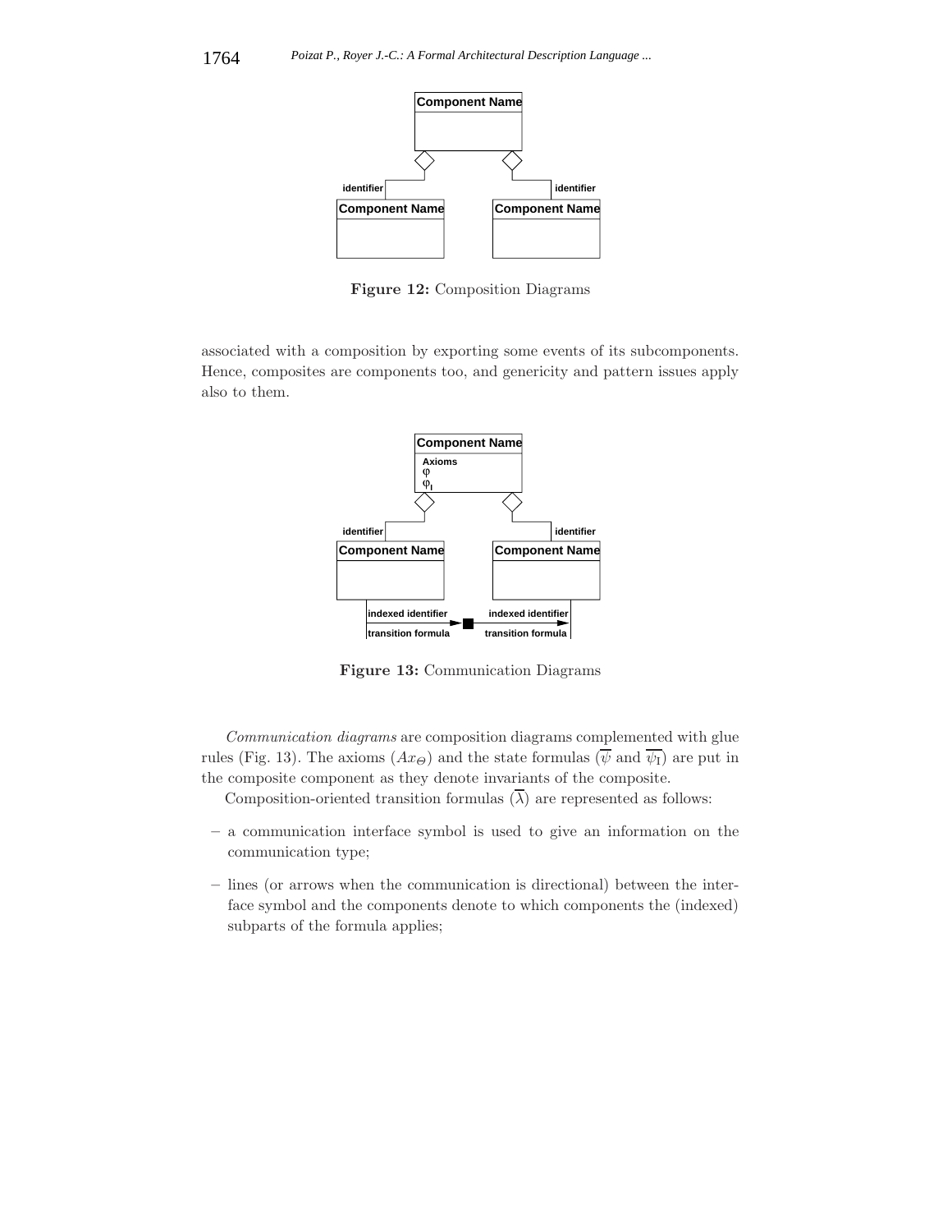**Figure 12:** Composition Diagrams

associated with a composition by exporting some events of its subcomponents. Hence, composites are components too, and genericity and pattern issues apply also to them.

**Figure 13:** Communication Diagrams

*Communication diagrams* are composition diagrams complemented with glue rules (Fig. 13). The axioms ($Ax_{\Theta}$) and the state formulas ($\overline{\psi}$ and $\overline{\psi_{\mathrm{I}}}$) are put in the composite component as they denote invariants of the composite.

Composition-oriented transition formulas ($\overline{\lambda}$) are represented as follows:

- a communication interface symbol is used to give an information on the communication type;
- lines (or arrows when the communication is directional) between the interface symbol and the components denote to which components the (indexed) subparts of the formula applies;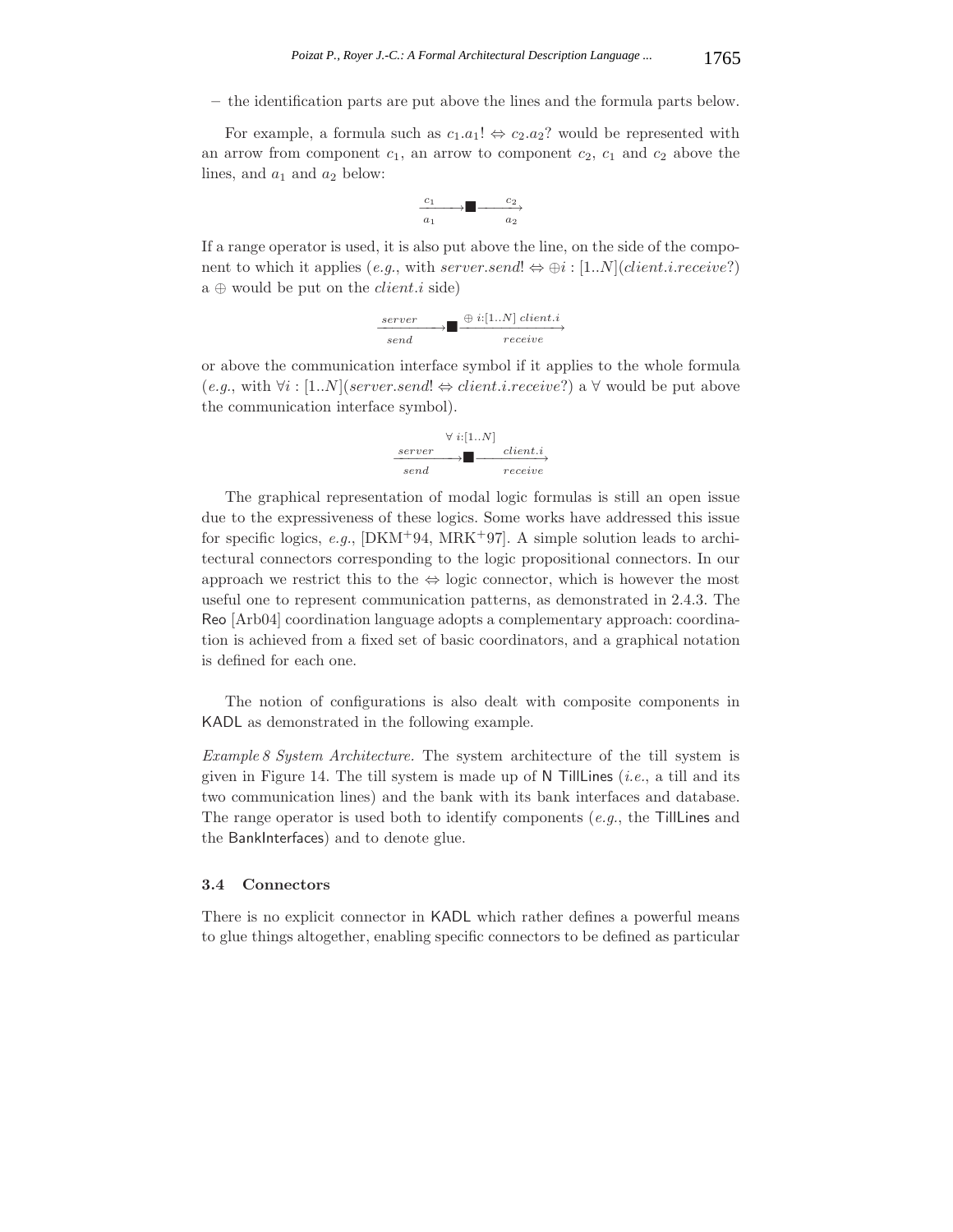– the identification parts are put above the lines and the formula parts below.

For example, a formula such as $c_1.a_1! \Leftrightarrow c_2.a_2?$ would be represented with an arrow from component $c_1$, an arrow to component $c_2$, $c_1$ and $c_2$ above the lines, and $a_1$ and $a_2$ below:

$$\xrightarrow[a_1]{c_1} \blacksquare \xrightarrow[a_2]{c_2}$$

If a range operator is used, it is also put above the line, on the side of the component to which it applies (*e.g.*, with $server.send! \Leftrightarrow \oplus i : [1..N](client.i.receive?)$ a $\oplus$ would be put on the $client.i$ side)

$$\xrightarrow[send]{server} \blacksquare \xrightarrow[receive]{\oplus\ i:[1..N]\ client.i}$$

or above the communication interface symbol if it applies to the whole formula (*e.g.*, with $\forall i : [1..N](server.send! \Leftrightarrow client.i.receive?)$ a $\forall$ would be put above the communication interface symbol).

$$\xrightarrow[send]{server} \overset{\forall\ i:[1..N]}{\blacksquare} \xrightarrow[receive]{client.i}$$

The graphical representation of modal logic formulas is still an open issue due to the expressiveness of these logics. Some works have addressed this issue for specific logics, *e.g.*, [DKM+94, MRK+97]. A simple solution leads to architectural connectors corresponding to the logic propositional connectors. In our approach we restrict this to the $\Leftrightarrow$ logic connector, which is however the most useful one to represent communication patterns, as demonstrated in 2.4.3. The Reo [Arb04] coordination language adopts a complementary approach: coordination is achieved from a fixed set of basic coordinators, and a graphical notation is defined for each one.

The notion of configurations is also dealt with composite components in KADL as demonstrated in the following example.

*Example 8 System Architecture.* The system architecture of the till system is given in Figure 14. The till system is made up of N TillLines (*i.e.*, a till and its two communication lines) and the bank with its bank interfaces and database. The range operator is used both to identify components (*e.g.*, the TillLines and the BankInterfaces) and to denote glue.

### 3.4 Connectors

There is no explicit connector in KADL which rather defines a powerful means to glue things altogether, enabling specific connectors to be defined as particular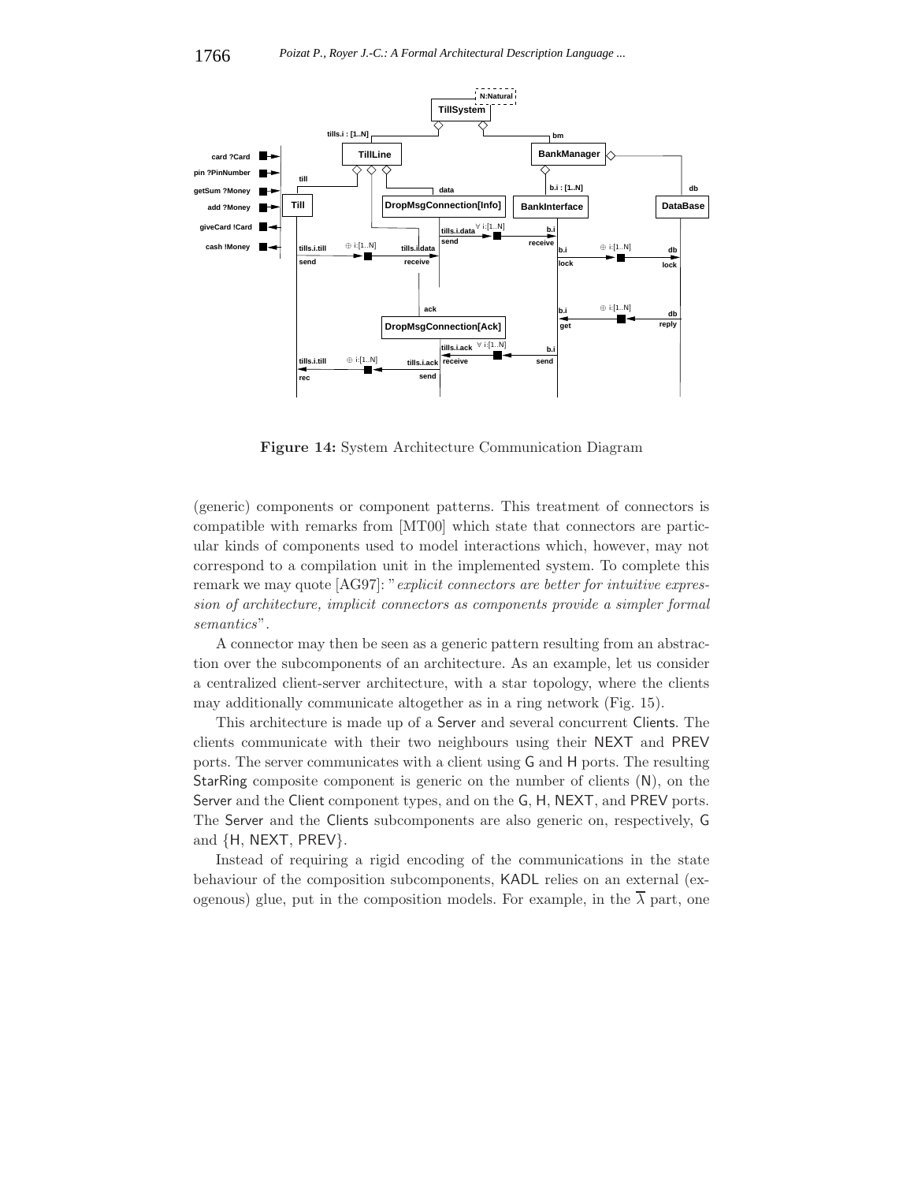**Figure 14:** System Architecture Communication Diagram

(generic) components or component patterns. This treatment of connectors is compatible with remarks from [MT00] which state that connectors are particular kinds of components used to model interactions which, however, may not correspond to a compilation unit in the implemented system. To complete this remark we may quote [AG97]: "*explicit connectors are better for intuitive expression of architecture, implicit connectors as components provide a simpler formal semantics*".

A connector may then be seen as a generic pattern resulting from an abstraction over the subcomponents of an architecture. As an example, let us consider a centralized client-server architecture, with a star topology, where the clients may additionally communicate altogether as in a ring network (Fig. 15).

This architecture is made up of a Server and several concurrent Clients. The clients communicate with their two neighbours using their NEXT and PREV ports. The server communicates with a client using G and H ports. The resulting StarRing composite component is generic on the number of clients (N), on the Server and the Client component types, and on the G, H, NEXT, and PREV ports. The Server and the Clients subcomponents are also generic on, respectively, G and {H, NEXT, PREV}.

Instead of requiring a rigid encoding of the communications in the state behaviour of the composition subcomponents, KADL relies on an external (exogenous) glue, put in the composition models. For example, in the $\overline{\lambda}$ part, one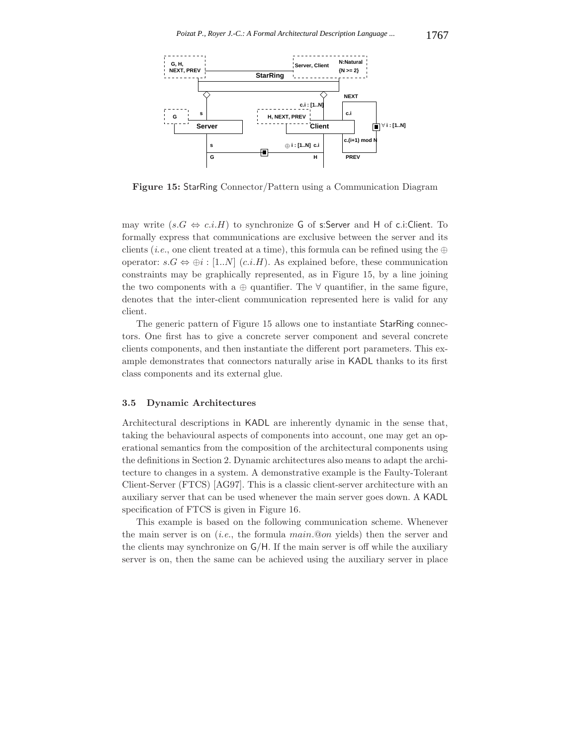**Figure 15:** StarRing Connector/Pattern using a Communication Diagram

may write $(s.G \Leftrightarrow c.i.H)$ to synchronize G of s:Server and H of c.i:Client. To formally express that communications are exclusive between the server and its clients (*i.e.*, one client treated at a time), this formula can be refined using the $\oplus$ operator: $s.G \Leftrightarrow \oplus i : [1..N]\ (c.i.H)$. As explained before, these communication constraints may be graphically represented, as in Figure 15, by a line joining the two components with a $\oplus$ quantifier. The $\forall$ quantifier, in the same figure, denotes that the inter-client communication represented here is valid for any client.

The generic pattern of Figure 15 allows one to instantiate StarRing connectors. One first has to give a concrete server component and several concrete clients components, and then instantiate the different port parameters. This example demonstrates that connectors naturally arise in KADL thanks to its first class components and its external glue.

### 3.5 Dynamic Architectures

Architectural descriptions in KADL are inherently dynamic in the sense that, taking the behavioural aspects of components into account, one may get an operational semantics from the composition of the architectural components using the definitions in Section 2. Dynamic architectures also means to adapt the architecture to changes in a system. A demonstrative example is the Faulty-Tolerant Client-Server (FTCS) [AG97]. This is a classic client-server architecture with an auxiliary server that can be used whenever the main server goes down. A KADL specification of FTCS is given in Figure 16.

This example is based on the following communication scheme. Whenever the main server is on (*i.e.*, the formula *main.@on* yields) then the server and the clients may synchronize on G/H. If the main server is off while the auxiliary server is on, then the same can be achieved using the auxiliary server in place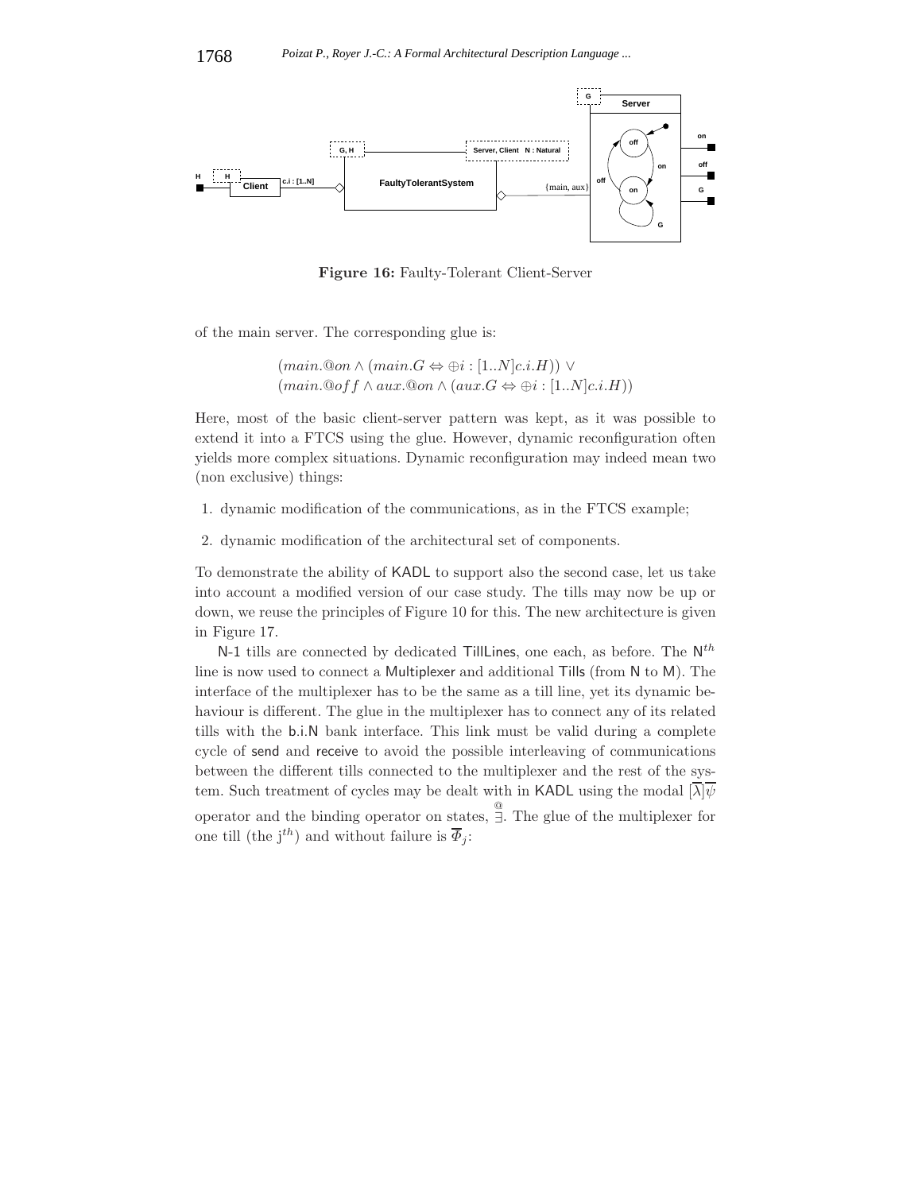**Figure 16:** Faulty-Tolerant Client-Server

of the main server. The corresponding glue is:

$$(main.@on \wedge (main.G \Leftrightarrow \oplus i : [1..N]c.i.H)) \vee$$
$$(main.@off \wedge aux.@on \wedge (aux.G \Leftrightarrow \oplus i : [1..N]c.i.H))$$

Here, most of the basic client-server pattern was kept, as it was possible to extend it into a FTCS using the glue. However, dynamic reconfiguration often yields more complex situations. Dynamic reconfiguration may indeed mean two (non exclusive) things:

1. dynamic modification of the communications, as in the FTCS example;
2. dynamic modification of the architectural set of components.

To demonstrate the ability of KADL to support also the second case, let us take into account a modified version of our case study. The tills may now be up or down, we reuse the principles of Figure 10 for this. The new architecture is given in Figure 17.

N-1 tills are connected by dedicated TillLines, one each, as before. The $\mathsf{N}^{th}$ line is now used to connect a Multiplexer and additional Tills (from N to M). The interface of the multiplexer has to be the same as a till line, yet its dynamic behaviour is different. The glue in the multiplexer has to connect any of its related tills with the b.i.N bank interface. This link must be valid during a complete cycle of send and receive to avoid the possible interleaving of communications between the different tills connected to the multiplexer and the rest of the system. Such treatment of cycles may be dealt with in KADL using the modal $\overline{[\lambda]\psi}$ operator and the binding operator on states, $\overset{@}{\exists}$. The glue of the multiplexer for one till (the j$^{th}$) and without failure is $\overline{\Phi}_j$: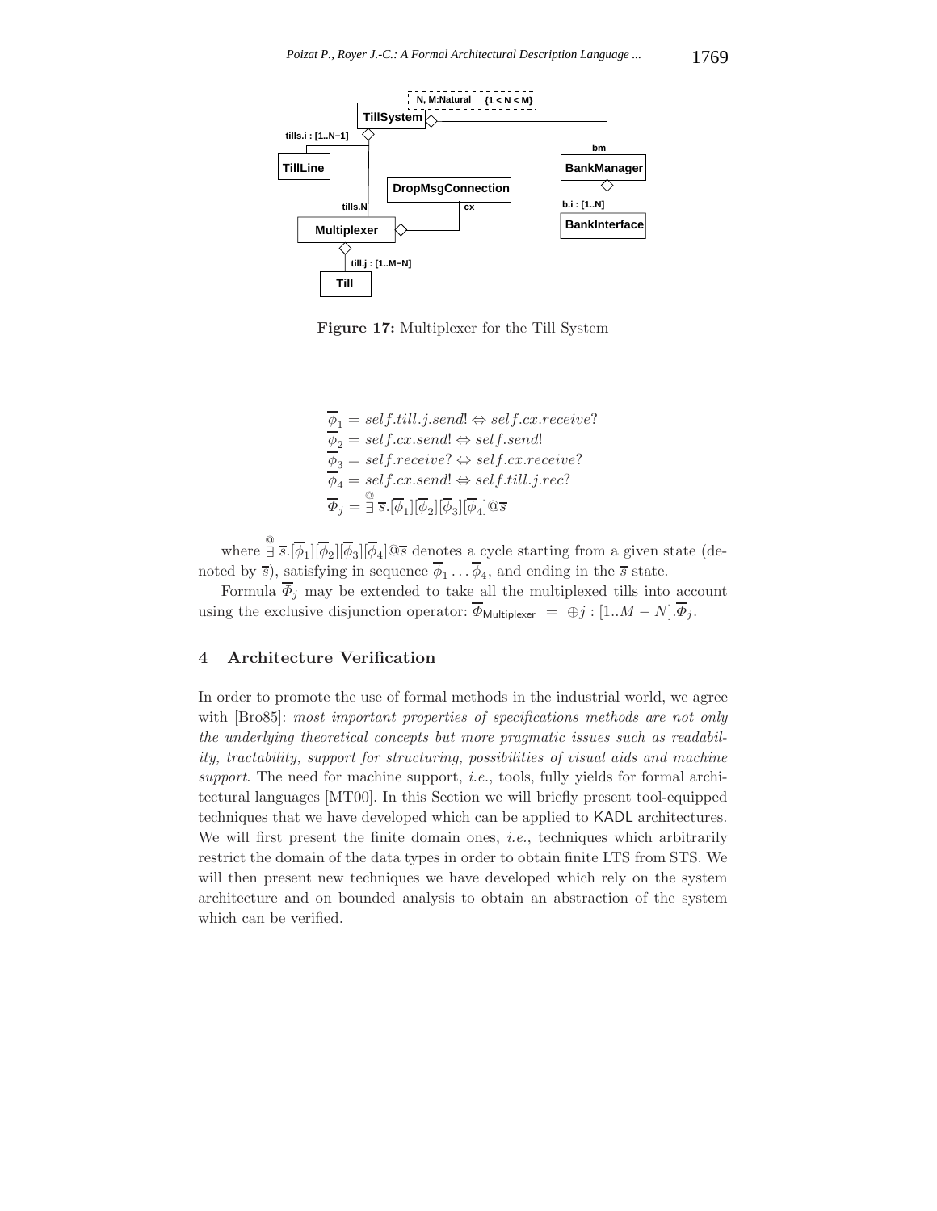Figure 17: Multiplexer for the Till System

$$\overline{\phi}_1 = self.till.j.send! \Leftrightarrow self.cx.receive?$$
$$\overline{\phi}_2 = self.cx.send! \Leftrightarrow self.send!$$
$$\overline{\phi}_3 = self.receive? \Leftrightarrow self.cx.receive?$$
$$\overline{\phi}_4 = self.cx.send! \Leftrightarrow self.till.j.rec?$$
$$\overline{\Phi}_j = \overset{@}{\exists}\, \overline{s}.[\overline{\phi}_1][\overline{\phi}_2][\overline{\phi}_3][\overline{\phi}_4]@\overline{s}$$

where $\overset{@}{\exists}\, \overline{s}.[\overline{\phi}_1][\overline{\phi}_2][\overline{\phi}_3][\overline{\phi}_4]@\overline{s}$ denotes a cycle starting from a given state (denoted by $\overline{s}$), satisfying in sequence $\overline{\phi}_1 \ldots \overline{\phi}_4$, and ending in the $\overline{s}$ state.

Formula $\overline{\Phi}_j$ may be extended to take all the multiplexed tills into account using the exclusive disjunction operator: $\overline{\Phi}_{\mathsf{Multiplexer}} = \oplus j : [1..M-N].\overline{\Phi}_j$.

## 4 Architecture Verification

In order to promote the use of formal methods in the industrial world, we agree with [Bro85]: *most important properties of specifications methods are not only the underlying theoretical concepts but more pragmatic issues such as readability, tractability, support for structuring, possibilities of visual aids and machine support*. The need for machine support, *i.e.*, tools, fully yields for formal architectural languages [MT00]. In this Section we will briefly present tool-equipped techniques that we have developed which can be applied to KADL architectures. We will first present the finite domain ones, *i.e.*, techniques which arbitrarily restrict the domain of the data types in order to obtain finite LTS from STS. We will then present new techniques we have developed which rely on the system architecture and on bounded analysis to obtain an abstraction of the system which can be verified.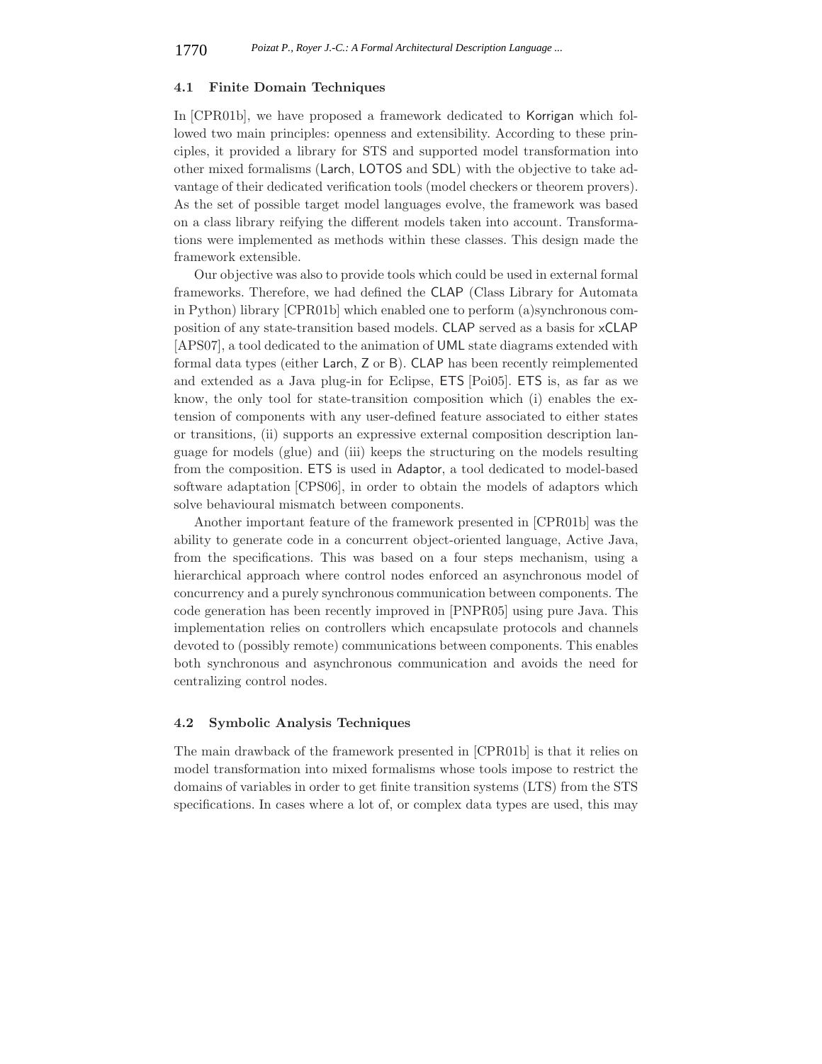### 4.1 Finite Domain Techniques

In [CPR01b], we have proposed a framework dedicated to Korrigan which followed two main principles: openness and extensibility. According to these principles, it provided a library for STS and supported model transformation into other mixed formalisms (Larch, LOTOS and SDL) with the objective to take advantage of their dedicated verification tools (model checkers or theorem provers). As the set of possible target model languages evolve, the framework was based on a class library reifying the different models taken into account. Transformations were implemented as methods within these classes. This design made the framework extensible.

Our objective was also to provide tools which could be used in external formal frameworks. Therefore, we had defined the CLAP (Class Library for Automata in Python) library [CPR01b] which enabled one to perform (a)synchronous composition of any state-transition based models. CLAP served as a basis for xCLAP [APS07], a tool dedicated to the animation of UML state diagrams extended with formal data types (either Larch, Z or B). CLAP has been recently reimplemented and extended as a Java plug-in for Eclipse, ETS [Poi05]. ETS is, as far as we know, the only tool for state-transition composition which (i) enables the extension of components with any user-defined feature associated to either states or transitions, (ii) supports an expressive external composition description language for models (glue) and (iii) keeps the structuring on the models resulting from the composition. ETS is used in Adaptor, a tool dedicated to model-based software adaptation [CPS06], in order to obtain the models of adaptors which solve behavioural mismatch between components.

Another important feature of the framework presented in [CPR01b] was the ability to generate code in a concurrent object-oriented language, Active Java, from the specifications. This was based on a four steps mechanism, using a hierarchical approach where control nodes enforced an asynchronous model of concurrency and a purely synchronous communication between components. The code generation has been recently improved in [PNPR05] using pure Java. This implementation relies on controllers which encapsulate protocols and channels devoted to (possibly remote) communications between components. This enables both synchronous and asynchronous communication and avoids the need for centralizing control nodes.

### 4.2 Symbolic Analysis Techniques

The main drawback of the framework presented in [CPR01b] is that it relies on model transformation into mixed formalisms whose tools impose to restrict the domains of variables in order to get finite transition systems (LTS) from the STS specifications. In cases where a lot of, or complex data types are used, this may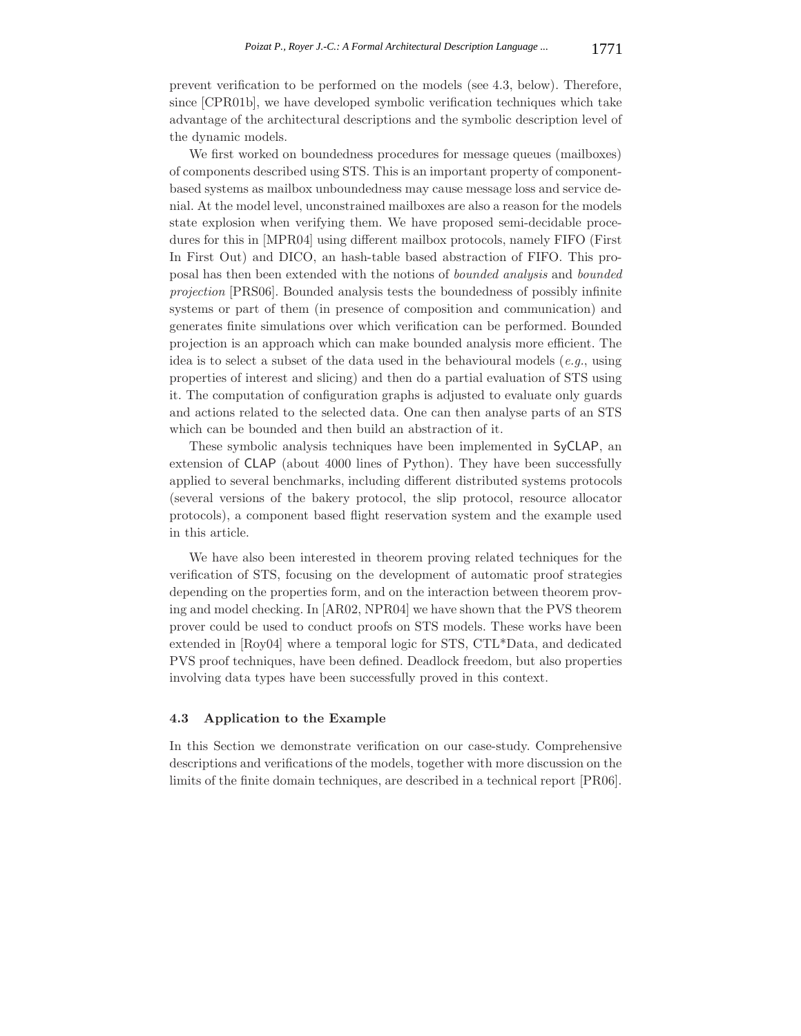prevent verification to be performed on the models (see 4.3, below). Therefore, since [CPR01b], we have developed symbolic verification techniques which take advantage of the architectural descriptions and the symbolic description level of the dynamic models.

We first worked on boundedness procedures for message queues (mailboxes) of components described using STS. This is an important property of component-based systems as mailbox unboundedness may cause message loss and service denial. At the model level, unconstrained mailboxes are also a reason for the models state explosion when verifying them. We have proposed semi-decidable procedures for this in [MPR04] using different mailbox protocols, namely FIFO (First In First Out) and DICO, an hash-table based abstraction of FIFO. This proposal has then been extended with the notions of *bounded analysis* and *bounded projection* [PRS06]. Bounded analysis tests the boundedness of possibly infinite systems or part of them (in presence of composition and communication) and generates finite simulations over which verification can be performed. Bounded projection is an approach which can make bounded analysis more efficient. The idea is to select a subset of the data used in the behavioural models (*e.g.*, using properties of interest and slicing) and then do a partial evaluation of STS using it. The computation of configuration graphs is adjusted to evaluate only guards and actions related to the selected data. One can then analyse parts of an STS which can be bounded and then build an abstraction of it.

These symbolic analysis techniques have been implemented in SyCLAP, an extension of CLAP (about 4000 lines of Python). They have been successfully applied to several benchmarks, including different distributed systems protocols (several versions of the bakery protocol, the slip protocol, resource allocator protocols), a component based flight reservation system and the example used in this article.

We have also been interested in theorem proving related techniques for the verification of STS, focusing on the development of automatic proof strategies depending on the properties form, and on the interaction between theorem proving and model checking. In [AR02, NPR04] we have shown that the PVS theorem prover could be used to conduct proofs on STS models. These works have been extended in [Roy04] where a temporal logic for STS, CTL*Data, and dedicated PVS proof techniques, have been defined. Deadlock freedom, but also properties involving data types have been successfully proved in this context.

### 4.3 Application to the Example

In this Section we demonstrate verification on our case-study. Comprehensive descriptions and verifications of the models, together with more discussion on the limits of the finite domain techniques, are described in a technical report [PR06].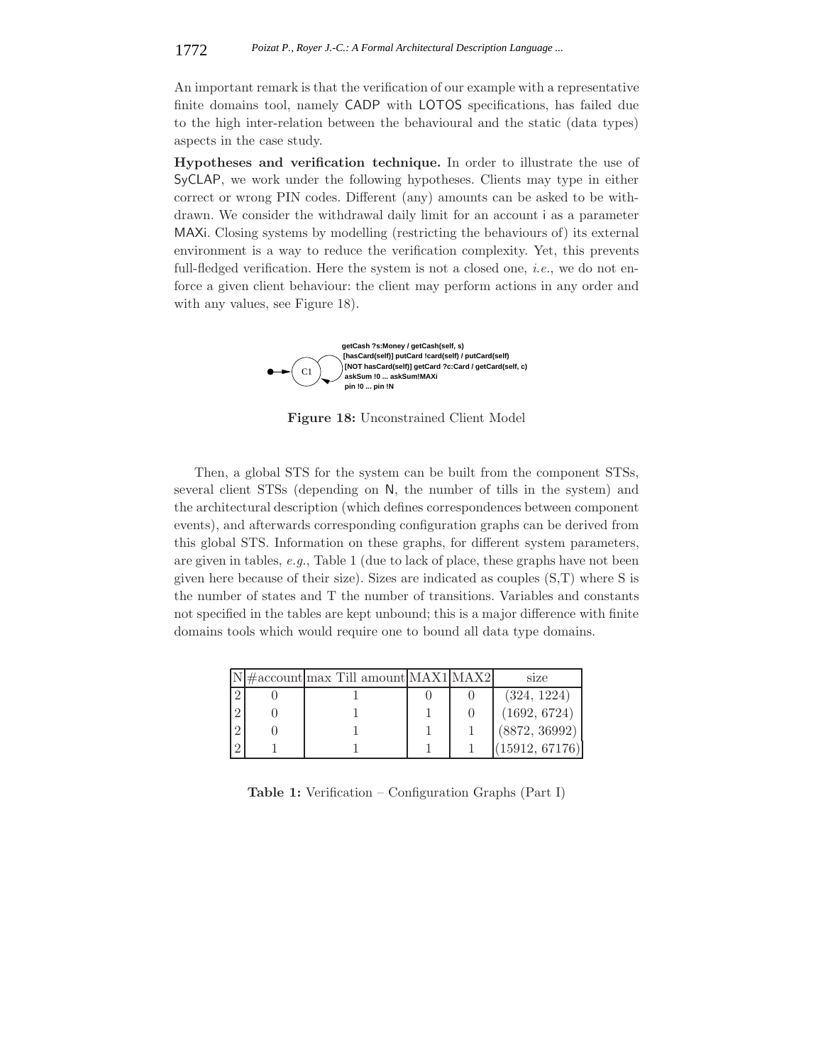An important remark is that the verification of our example with a representative finite domains tool, namely CADP with LOTOS specifications, has failed due to the high inter-relation between the behavioural and the static (data types) aspects in the case study.

**Hypotheses and verification technique.** In order to illustrate the use of SyCLAP, we work under the following hypotheses. Clients may type in either correct or wrong PIN codes. Different (any) amounts can be asked to be withdrawn. We consider the withdrawal daily limit for an account i as a parameter MAXi. Closing systems by modelling (restricting the behaviours of) its external environment is a way to reduce the verification complexity. Yet, this prevents full-fledged verification. Here the system is not a closed one, *i.e.*, we do not enforce a given client behaviour: the client may perform actions in any order and with any values, see Figure 18).

C1

getCash ?s:Money / getCash(self, s)
[hasCard(self)] putCard !card(self) / putCard(self)
[NOT hasCard(self)] getCard ?c:Card / getCard(self, c)
askSum !0 ... askSum!MAXi
pin !0 ... pin !N

**Figure 18:** Unconstrained Client Model

Then, a global STS for the system can be built from the component STSs, several client STSs (depending on N, the number of tills in the system) and the architectural description (which defines correspondences between component events), and afterwards corresponding configuration graphs can be derived from this global STS. Information on these graphs, for different system parameters, are given in tables, *e.g.*, Table 1 (due to lack of place, these graphs have not been given here because of their size). Sizes are indicated as couples (S,T) where S is the number of states and T the number of transitions. Variables and constants not specified in the tables are kept unbound; this is a major difference with finite domains tools which would require one to bound all data type domains.

| N | #account | max Till amount | MAX1 | MAX2 | size |
|---|---|---|---|---|---|
| 2 | 0 | 1 | 0 | 0 | (324, 1224) |
| 2 | 0 | 1 | 1 | 0 | (1692, 6724) |
| 2 | 0 | 1 | 1 | 1 | (8872, 36992) |
| 2 | 1 | 1 | 1 | 1 | (15912, 67176) |

**Table 1:** Verification – Configuration Graphs (Part I)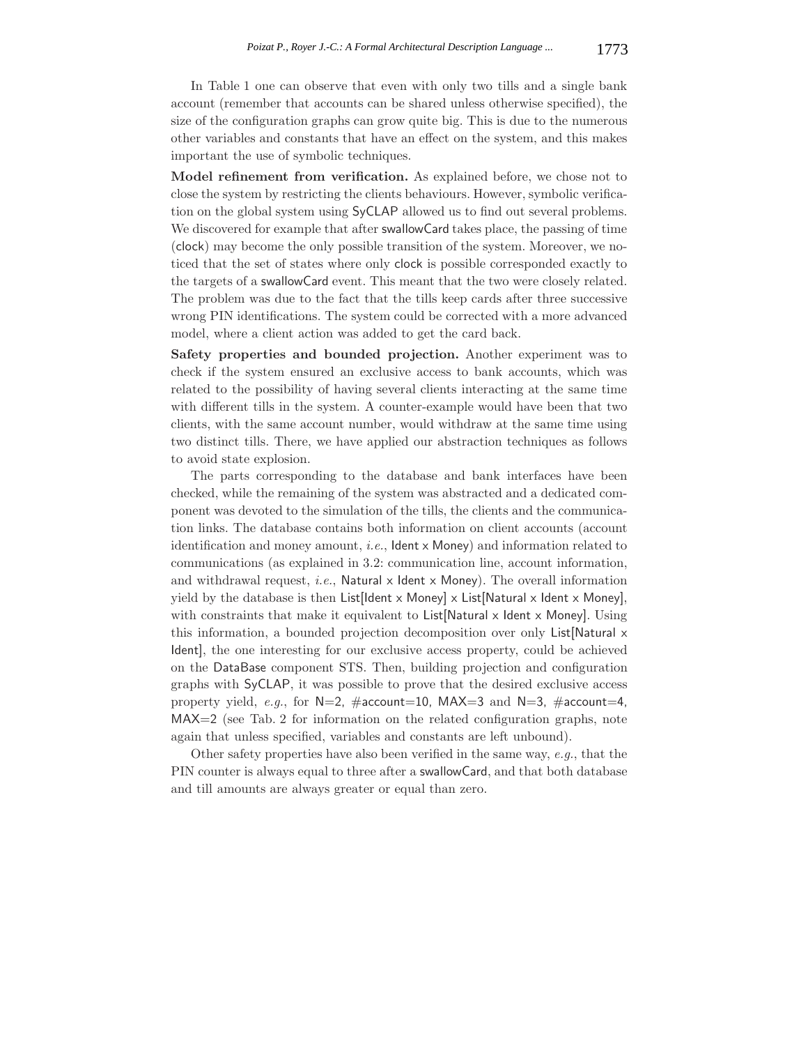In Table 1 one can observe that even with only two tills and a single bank account (remember that accounts can be shared unless otherwise specified), the size of the configuration graphs can grow quite big. This is due to the numerous other variables and constants that have an effect on the system, and this makes important the use of symbolic techniques.

**Model refinement from verification.** As explained before, we chose not to close the system by restricting the clients behaviours. However, symbolic verification on the global system using SyCLAP allowed us to find out several problems. We discovered for example that after swallowCard takes place, the passing of time (clock) may become the only possible transition of the system. Moreover, we noticed that the set of states where only clock is possible corresponded exactly to the targets of a swallowCard event. This meant that the two were closely related. The problem was due to the fact that the tills keep cards after three successive wrong PIN identifications. The system could be corrected with a more advanced model, where a client action was added to get the card back.

**Safety properties and bounded projection.** Another experiment was to check if the system ensured an exclusive access to bank accounts, which was related to the possibility of having several clients interacting at the same time with different tills in the system. A counter-example would have been that two clients, with the same account number, would withdraw at the same time using two distinct tills. There, we have applied our abstraction techniques as follows to avoid state explosion.

The parts corresponding to the database and bank interfaces have been checked, while the remaining of the system was abstracted and a dedicated component was devoted to the simulation of the tills, the clients and the communication links. The database contains both information on client accounts (account identification and money amount, *i.e.*, Ident x Money) and information related to communications (as explained in 3.2: communication line, account information, and withdrawal request, *i.e.*, Natural x Ident x Money). The overall information yield by the database is then List[Ident x Money] x List[Natural x Ident x Money], with constraints that make it equivalent to List[Natural x Ident x Money]. Using this information, a bounded projection decomposition over only List[Natural x Ident], the one interesting for our exclusive access property, could be achieved on the DataBase component STS. Then, building projection and configuration graphs with SyCLAP, it was possible to prove that the desired exclusive access property yield, *e.g.*, for N=2, #account=10, MAX=3 and N=3, #account=4, MAX=2 (see Tab. 2 for information on the related configuration graphs, note again that unless specified, variables and constants are left unbound).

Other safety properties have also been verified in the same way, *e.g.*, that the PIN counter is always equal to three after a swallowCard, and that both database and till amounts are always greater or equal than zero.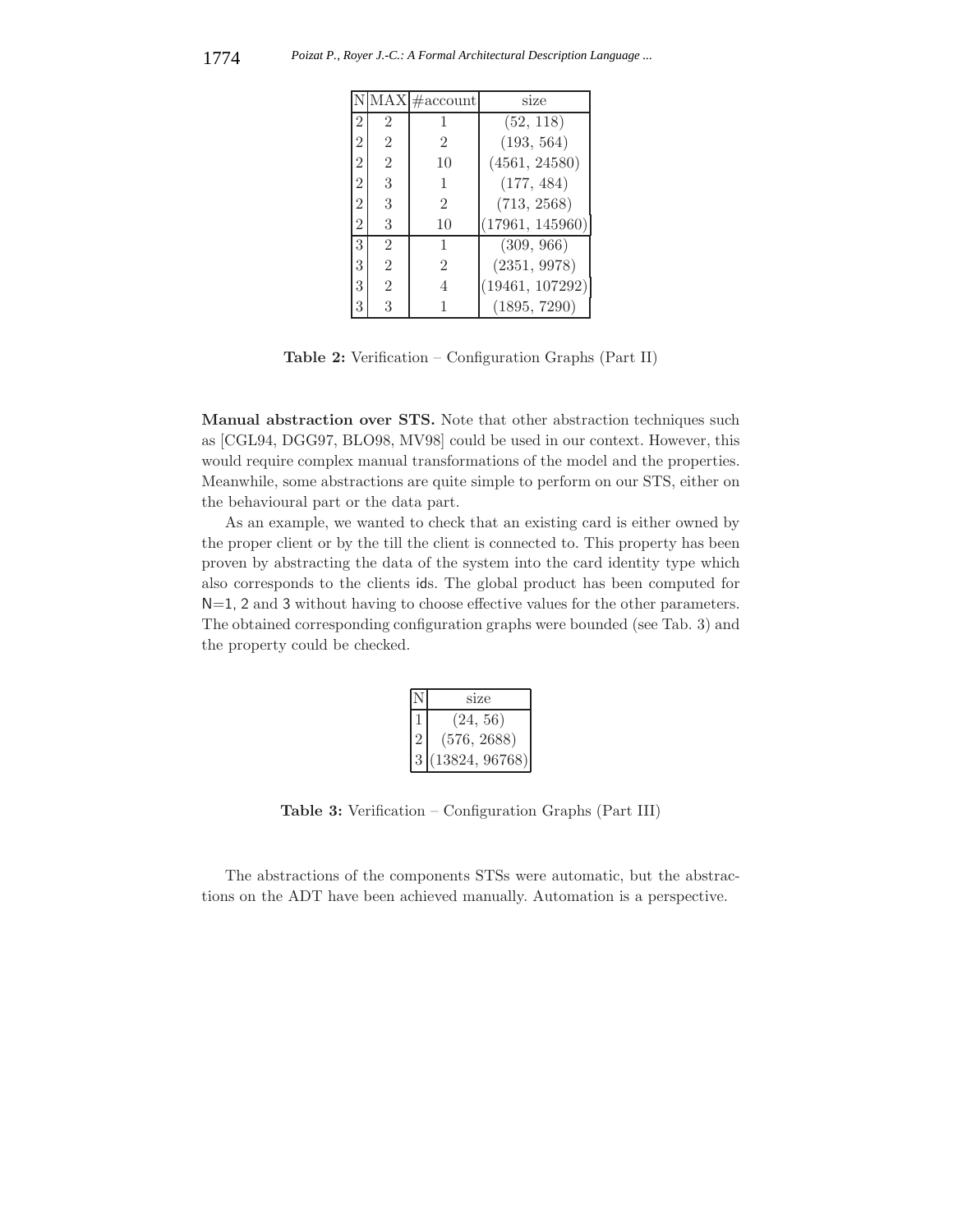| N | MAX | #account | size |
|---|---|---|---|
| 2 | 2 | 1 | (52, 118) |
| 2 | 2 | 2 | (193, 564) |
| 2 | 2 | 10 | (4561, 24580) |
| 2 | 3 | 1 | (177, 484) |
| 2 | 3 | 2 | (713, 2568) |
| 2 | 3 | 10 | (17961, 145960) |
| 3 | 2 | 1 | (309, 966) |
| 3 | 2 | 2 | (2351, 9978) |
| 3 | 2 | 4 | (19461, 107292) |
| 3 | 3 | 1 | (1895, 7290) |

**Table 2:** Verification – Configuration Graphs (Part II)

**Manual abstraction over STS.** Note that other abstraction techniques such as [CGL94, DGG97, BLO98, MV98] could be used in our context. However, this would require complex manual transformations of the model and the properties. Meanwhile, some abstractions are quite simple to perform on our STS, either on the behavioural part or the data part.

As an example, we wanted to check that an existing card is either owned by the proper client or by the till the client is connected to. This property has been proven by abstracting the data of the system into the card identity type which also corresponds to the clients ids. The global product has been computed for N=1, 2 and 3 without having to choose effective values for the other parameters. The obtained corresponding configuration graphs were bounded (see Tab. 3) and the property could be checked.

| N | size |
|---|---|
| 1 | (24, 56) |
| 2 | (576, 2688) |
| 3 | (13824, 96768) |

**Table 3:** Verification – Configuration Graphs (Part III)

The abstractions of the components STSs were automatic, but the abstractions on the ADT have been achieved manually. Automation is a perspective.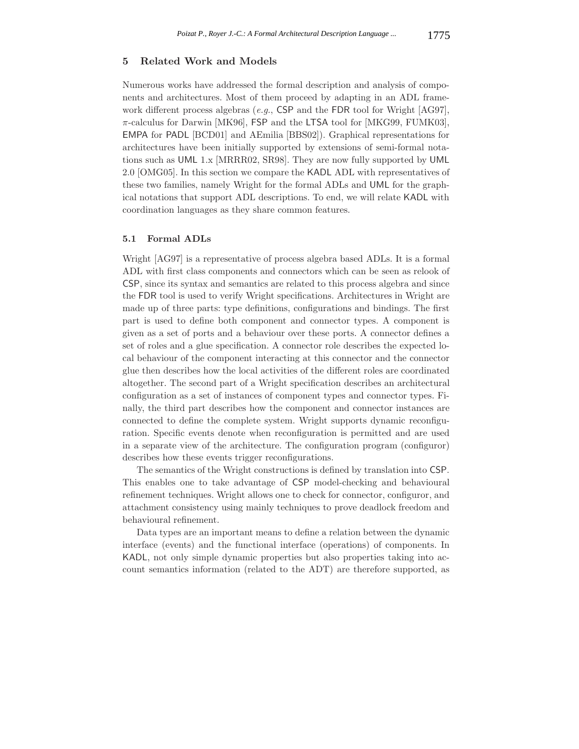## 5 Related Work and Models

Numerous works have addressed the formal description and analysis of components and architectures. Most of them proceed by adapting in an ADL framework different process algebras (*e.g.*, CSP and the FDR tool for Wright [AG97], $\pi$-calculus for Darwin [MK96], FSP and the LTSA tool for [MKG99, FUMK03], EMPA for PADL [BCD01] and AEmilia [BBS02]). Graphical representations for architectures have been initially supported by extensions of semi-formal notations such as UML 1.x [MRRR02, SR98]. They are now fully supported by UML 2.0 [OMG05]. In this section we compare the KADL ADL with representatives of these two families, namely Wright for the formal ADLs and UML for the graphical notations that support ADL descriptions. To end, we will relate KADL with coordination languages as they share common features.

### 5.1 Formal ADLs

Wright [AG97] is a representative of process algebra based ADLs. It is a formal ADL with first class components and connectors which can be seen as relook of CSP, since its syntax and semantics are related to this process algebra and since the FDR tool is used to verify Wright specifications. Architectures in Wright are made up of three parts: type definitions, configurations and bindings. The first part is used to define both component and connector types. A component is given as a set of ports and a behaviour over these ports. A connector defines a set of roles and a glue specification. A connector role describes the expected local behaviour of the component interacting at this connector and the connector glue then describes how the local activities of the different roles are coordinated altogether. The second part of a Wright specification describes an architectural configuration as a set of instances of component types and connector types. Finally, the third part describes how the component and connector instances are connected to define the complete system. Wright supports dynamic reconfiguration. Specific events denote when reconfiguration is permitted and are used in a separate view of the architecture. The configuration program (configuror) describes how these events trigger reconfigurations.

The semantics of the Wright constructions is defined by translation into CSP. This enables one to take advantage of CSP model-checking and behavioural refinement techniques. Wright allows one to check for connector, configuror, and attachment consistency using mainly techniques to prove deadlock freedom and behavioural refinement.

Data types are an important means to define a relation between the dynamic interface (events) and the functional interface (operations) of components. In KADL, not only simple dynamic properties but also properties taking into account semantics information (related to the ADT) are therefore supported, as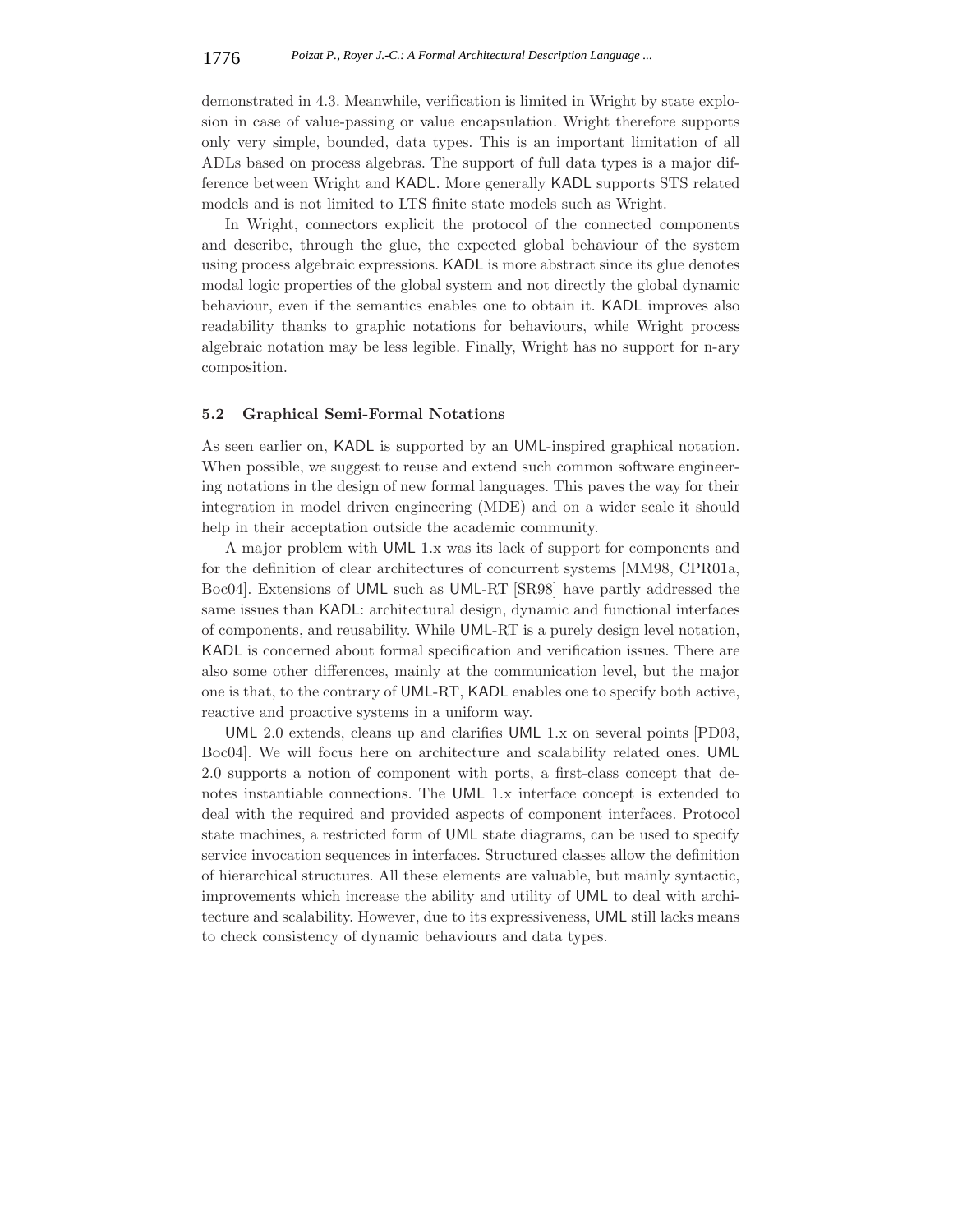demonstrated in 4.3. Meanwhile, verification is limited in Wright by state explosion in case of value-passing or value encapsulation. Wright therefore supports only very simple, bounded, data types. This is an important limitation of all ADLs based on process algebras. The support of full data types is a major difference between Wright and KADL. More generally KADL supports STS related models and is not limited to LTS finite state models such as Wright.

In Wright, connectors explicit the protocol of the connected components and describe, through the glue, the expected global behaviour of the system using process algebraic expressions. KADL is more abstract since its glue denotes modal logic properties of the global system and not directly the global dynamic behaviour, even if the semantics enables one to obtain it. KADL improves also readability thanks to graphic notations for behaviours, while Wright process algebraic notation may be less legible. Finally, Wright has no support for n-ary composition.

### 5.2 Graphical Semi-Formal Notations

As seen earlier on, KADL is supported by an UML-inspired graphical notation. When possible, we suggest to reuse and extend such common software engineering notations in the design of new formal languages. This paves the way for their integration in model driven engineering (MDE) and on a wider scale it should help in their acceptation outside the academic community.

A major problem with UML 1.x was its lack of support for components and for the definition of clear architectures of concurrent systems [MM98, CPR01a, Boc04]. Extensions of UML such as UML-RT [SR98] have partly addressed the same issues than KADL: architectural design, dynamic and functional interfaces of components, and reusability. While UML-RT is a purely design level notation, KADL is concerned about formal specification and verification issues. There are also some other differences, mainly at the communication level, but the major one is that, to the contrary of UML-RT, KADL enables one to specify both active, reactive and proactive systems in a uniform way.

UML 2.0 extends, cleans up and clarifies UML 1.x on several points [PD03, Boc04]. We will focus here on architecture and scalability related ones. UML 2.0 supports a notion of component with ports, a first-class concept that denotes instantiable connections. The UML 1.x interface concept is extended to deal with the required and provided aspects of component interfaces. Protocol state machines, a restricted form of UML state diagrams, can be used to specify service invocation sequences in interfaces. Structured classes allow the definition of hierarchical structures. All these elements are valuable, but mainly syntactic, improvements which increase the ability and utility of UML to deal with architecture and scalability. However, due to its expressiveness, UML still lacks means to check consistency of dynamic behaviours and data types.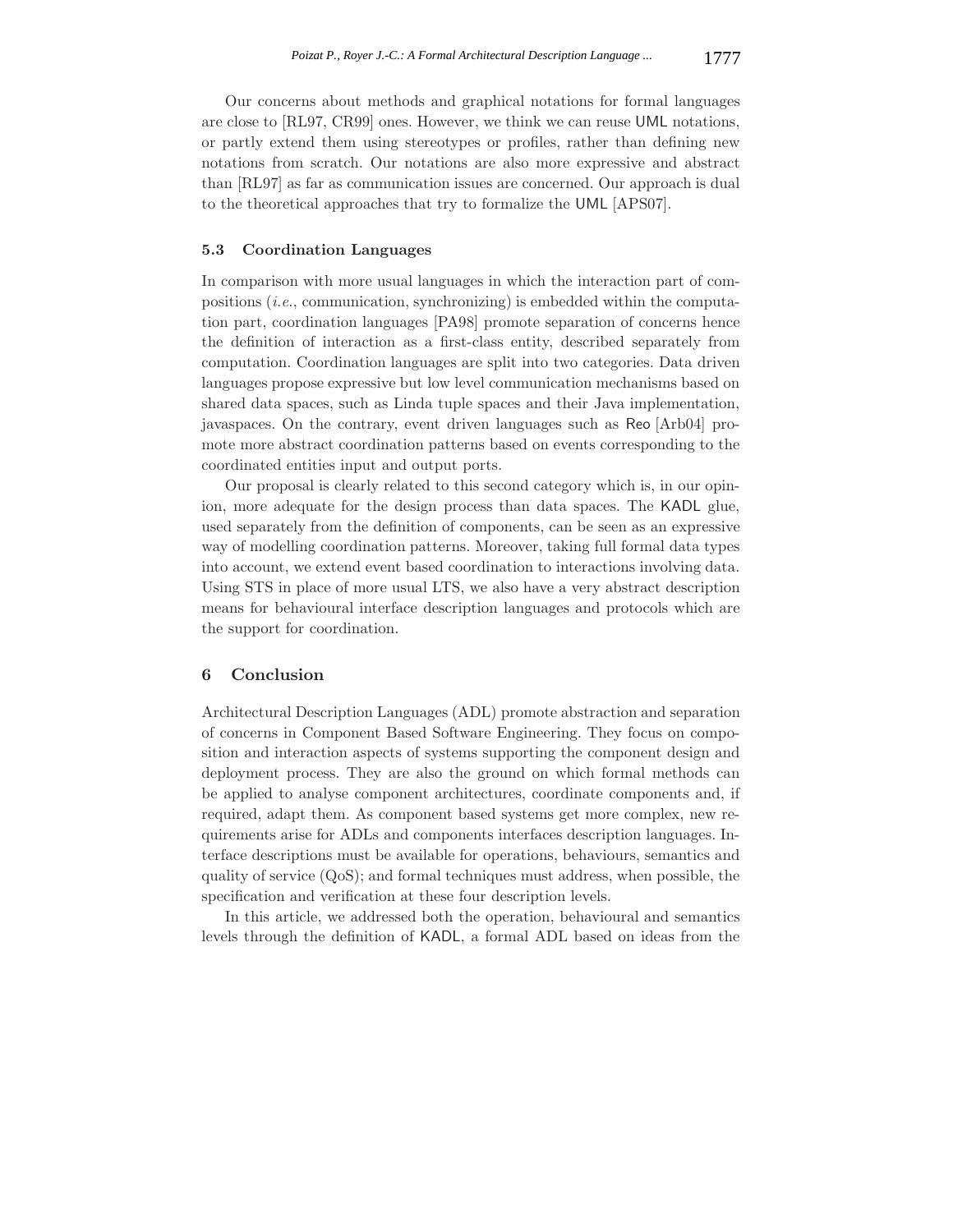Our concerns about methods and graphical notations for formal languages are close to [RL97, CR99] ones. However, we think we can reuse UML notations, or partly extend them using stereotypes or profiles, rather than defining new notations from scratch. Our notations are also more expressive and abstract than [RL97] as far as communication issues are concerned. Our approach is dual to the theoretical approaches that try to formalize the UML [APS07].

### 5.3 Coordination Languages

In comparison with more usual languages in which the interaction part of compositions (*i.e.*, communication, synchronizing) is embedded within the computation part, coordination languages [PA98] promote separation of concerns hence the definition of interaction as a first-class entity, described separately from computation. Coordination languages are split into two categories. Data driven languages propose expressive but low level communication mechanisms based on shared data spaces, such as Linda tuple spaces and their Java implementation, javaspaces. On the contrary, event driven languages such as Reo [Arb04] promote more abstract coordination patterns based on events corresponding to the coordinated entities input and output ports.

Our proposal is clearly related to this second category which is, in our opinion, more adequate for the design process than data spaces. The KADL glue, used separately from the definition of components, can be seen as an expressive way of modelling coordination patterns. Moreover, taking full formal data types into account, we extend event based coordination to interactions involving data. Using STS in place of more usual LTS, we also have a very abstract description means for behavioural interface description languages and protocols which are the support for coordination.

## 6 Conclusion

Architectural Description Languages (ADL) promote abstraction and separation of concerns in Component Based Software Engineering. They focus on composition and interaction aspects of systems supporting the component design and deployment process. They are also the ground on which formal methods can be applied to analyse component architectures, coordinate components and, if required, adapt them. As component based systems get more complex, new requirements arise for ADLs and components interfaces description languages. Interface descriptions must be available for operations, behaviours, semantics and quality of service (QoS); and formal techniques must address, when possible, the specification and verification at these four description levels.

In this article, we addressed both the operation, behavioural and semantics levels through the definition of KADL, a formal ADL based on ideas from the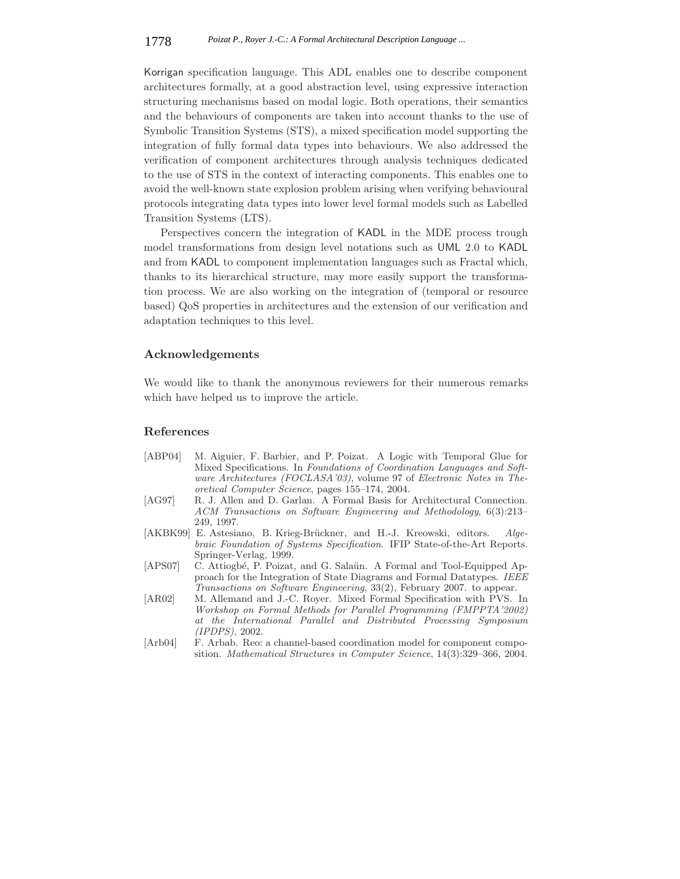Korrigan specification language. This ADL enables one to describe component architectures formally, at a good abstraction level, using expressive interaction structuring mechanisms based on modal logic. Both operations, their semantics and the behaviours of components are taken into account thanks to the use of Symbolic Transition Systems (STS), a mixed specification model supporting the integration of fully formal data types into behaviours. We also addressed the verification of component architectures through analysis techniques dedicated to the use of STS in the context of interacting components. This enables one to avoid the well-known state explosion problem arising when verifying behavioural protocols integrating data types into lower level formal models such as Labelled Transition Systems (LTS).

Perspectives concern the integration of KADL in the MDE process trough model transformations from design level notations such as UML 2.0 to KADL and from KADL to component implementation languages such as Fractal which, thanks to its hierarchical structure, may more easily support the transformation process. We are also working on the integration of (temporal or resource based) QoS properties in architectures and the extension of our verification and adaptation techniques to this level.

## Acknowledgements

We would like to thank the anonymous reviewers for their numerous remarks which have helped us to improve the article.

## References

- [ABP04] M. Aiguier, F. Barbier, and P. Poizat. A Logic with Temporal Glue for Mixed Specifications. In *Foundations of Coordination Languages and Software Architectures (FOCLASA'03)*, volume 97 of *Electronic Notes in Theoretical Computer Science*, pages 155–174, 2004.
- [AG97] R. J. Allen and D. Garlan. A Formal Basis for Architectural Connection. *ACM Transactions on Software Engineering and Methodology*, 6(3):213–249, 1997.
- [AKBK99] E. Astesiano, B. Krieg-Brückner, and H.-J. Kreowski, editors. *Algebraic Foundation of Systems Specification*. IFIP State-of-the-Art Reports. Springer-Verlag, 1999.
- [APS07] C. Attiogbé, P. Poizat, and G. Salaün. A Formal and Tool-Equipped Approach for the Integration of State Diagrams and Formal Datatypes. *IEEE Transactions on Software Engineering*, 33(2), February 2007. to appear.
- [AR02] M. Allemand and J.-C. Royer. Mixed Formal Specification with PVS. In *Workshop on Formal Methods for Parallel Programming (FMPPTA'2002) at the International Parallel and Distributed Processing Symposium (IPDPS)*, 2002.
- [Arb04] F. Arbab. Reo: a channel-based coordination model for component composition. *Mathematical Structures in Computer Science*, 14(3):329–366, 2004.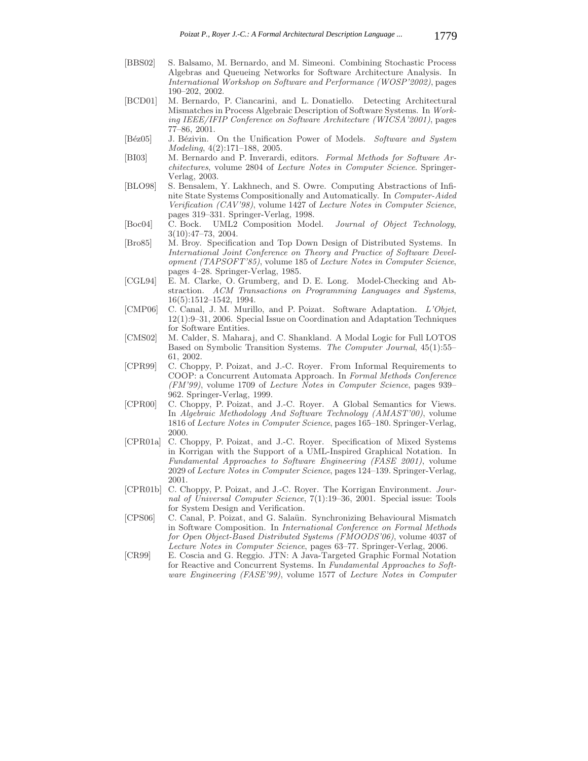[BBS02] S. Balsamo, M. Bernardo, and M. Simeoni. Combining Stochastic Process Algebras and Queueing Networks for Software Architecture Analysis. In *International Workshop on Software and Performance (WOSP'2002)*, pages 190–202, 2002.

[BCD01] M. Bernardo, P. Ciancarini, and L. Donatiello. Detecting Architectural Mismatches in Process Algebraic Description of Software Systems. In *Working IEEE/IFIP Conference on Software Architecture (WICSA'2001)*, pages 77–86, 2001.

[Béz05] J. Bézivin. On the Unification Power of Models. *Software and System Modeling*, 4(2):171–188, 2005.

[BI03] M. Bernardo and P. Inverardi, editors. *Formal Methods for Software Architectures*, volume 2804 of *Lecture Notes in Computer Science*. Springer-Verlag, 2003.

[BLO98] S. Bensalem, Y. Lakhnech, and S. Owre. Computing Abstractions of Infinite State Systems Compositionally and Automatically. In *Computer-Aided Verification (CAV'98)*, volume 1427 of *Lecture Notes in Computer Science*, pages 319–331. Springer-Verlag, 1998.

[Boc04] C. Bock. UML2 Composition Model. *Journal of Object Technology*, 3(10):47–73, 2004.

[Bro85] M. Broy. Specification and Top Down Design of Distributed Systems. In *International Joint Conference on Theory and Practice of Software Development (TAPSOFT'85)*, volume 185 of *Lecture Notes in Computer Science*, pages 4–28. Springer-Verlag, 1985.

[CGL94] E. M. Clarke, O. Grumberg, and D. E. Long. Model-Checking and Abstraction. *ACM Transactions on Programming Languages and Systems*, 16(5):1512–1542, 1994.

[CMP06] C. Canal, J. M. Murillo, and P. Poizat. Software Adaptation. *L'Objet*, 12(1):9–31, 2006. Special Issue on Coordination and Adaptation Techniques for Software Entities.

[CMS02] M. Calder, S. Maharaj, and C. Shankland. A Modal Logic for Full LOTOS Based on Symbolic Transition Systems. *The Computer Journal*, 45(1):55–61, 2002.

[CPR99] C. Choppy, P. Poizat, and J.-C. Royer. From Informal Requirements to COOP: a Concurrent Automata Approach. In *Formal Methods Conference (FM'99)*, volume 1709 of *Lecture Notes in Computer Science*, pages 939–962. Springer-Verlag, 1999.

[CPR00] C. Choppy, P. Poizat, and J.-C. Royer. A Global Semantics for Views. In *Algebraic Methodology And Software Technology (AMAST'00)*, volume 1816 of *Lecture Notes in Computer Science*, pages 165–180. Springer-Verlag, 2000.

[CPR01a] C. Choppy, P. Poizat, and J.-C. Royer. Specification of Mixed Systems in Korrigan with the Support of a UML-Inspired Graphical Notation. In *Fundamental Approaches to Software Engineering (FASE 2001)*, volume 2029 of *Lecture Notes in Computer Science*, pages 124–139. Springer-Verlag, 2001.

[CPR01b] C. Choppy, P. Poizat, and J.-C. Royer. The Korrigan Environment. *Journal of Universal Computer Science*, 7(1):19–36, 2001. Special issue: Tools for System Design and Verification.

[CPS06] C. Canal, P. Poizat, and G. Salaün. Synchronizing Behavioural Mismatch in Software Composition. In *International Conference on Formal Methods for Open Object-Based Distributed Systems (FMOODS'06)*, volume 4037 of *Lecture Notes in Computer Science*, pages 63–77. Springer-Verlag, 2006.

[CR99] E. Coscia and G. Reggio. JTN: A Java-Targeted Graphic Formal Notation for Reactive and Concurrent Systems. In *Fundamental Approaches to Software Engineering (FASE'99)*, volume 1577 of *Lecture Notes in Computer*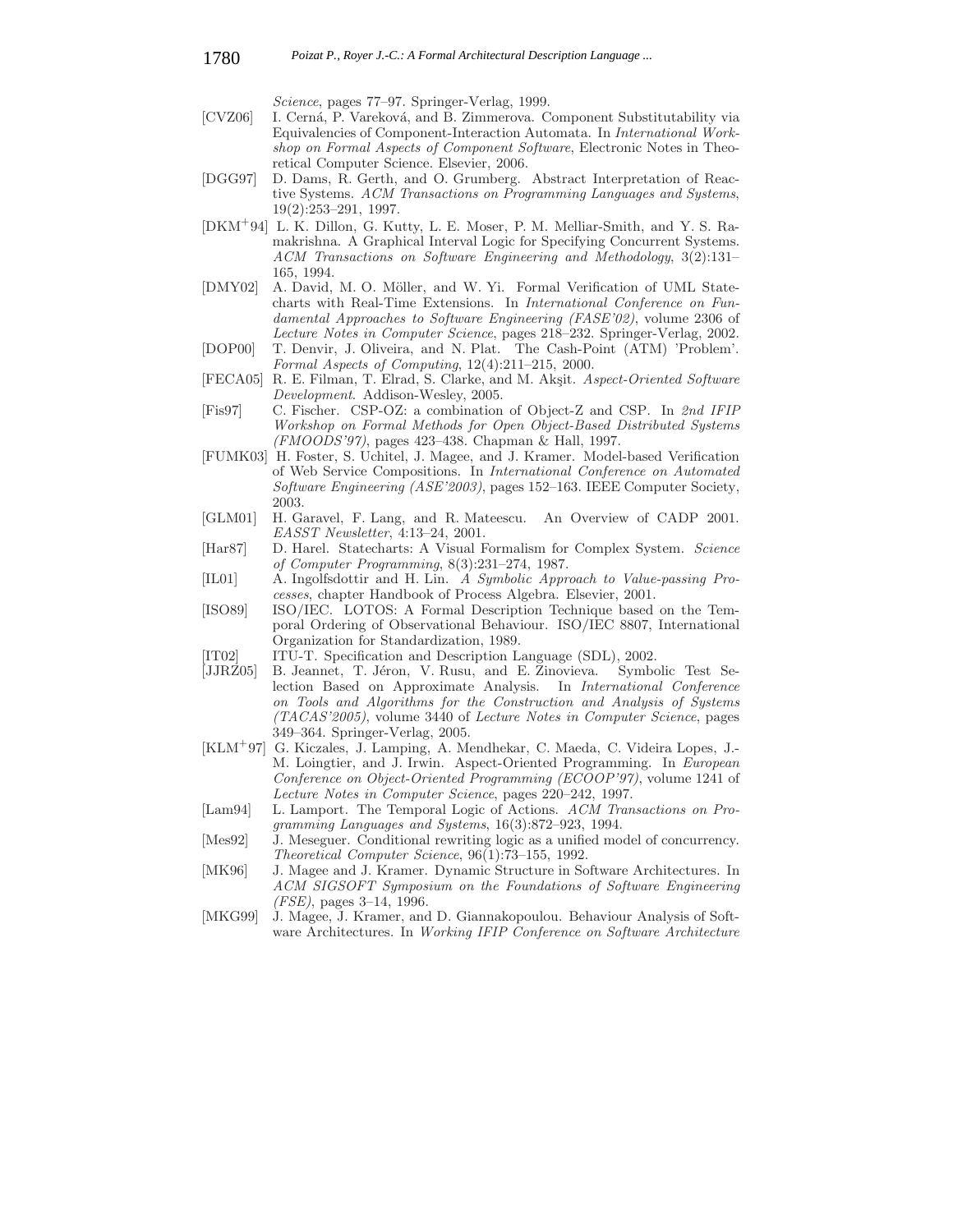*Science*, pages 77–97. Springer-Verlag, 1999.

[CVZ06] I. Cerná, P. Vareková, and B. Zimmerova. Component Substitutability via Equivalencies of Component-Interaction Automata. In *International Workshop on Formal Aspects of Component Software*, Electronic Notes in Theoretical Computer Science. Elsevier, 2006.

[DGG97] D. Dams, R. Gerth, and O. Grumberg. Abstract Interpretation of Reactive Systems. *ACM Transactions on Programming Languages and Systems*, 19(2):253–291, 1997.

[DKM+94] L. K. Dillon, G. Kutty, L. E. Moser, P. M. Melliar-Smith, and Y. S. Ramakrishna. A Graphical Interval Logic for Specifying Concurrent Systems. *ACM Transactions on Software Engineering and Methodology*, 3(2):131–165, 1994.

[DMY02] A. David, M. O. Möller, and W. Yi. Formal Verification of UML Statecharts with Real-Time Extensions. In *International Conference on Fundamental Approaches to Software Engineering (FASE'02)*, volume 2306 of *Lecture Notes in Computer Science*, pages 218–232. Springer-Verlag, 2002.

[DOP00] T. Denvir, J. Oliveira, and N. Plat. The Cash-Point (ATM) 'Problem'. *Formal Aspects of Computing*, 12(4):211–215, 2000.

[FECA05] R. E. Filman, T. Elrad, S. Clarke, and M. Akşit. *Aspect-Oriented Software Development*. Addison-Wesley, 2005.

[Fis97] C. Fischer. CSP-OZ: a combination of Object-Z and CSP. In *2nd IFIP Workshop on Formal Methods for Open Object-Based Distributed Systems (FMOODS'97)*, pages 423–438. Chapman & Hall, 1997.

[FUMK03] H. Foster, S. Uchitel, J. Magee, and J. Kramer. Model-based Verification of Web Service Compositions. In *International Conference on Automated Software Engineering (ASE'2003)*, pages 152–163. IEEE Computer Society, 2003.

[GLM01] H. Garavel, F. Lang, and R. Mateescu. An Overview of CADP 2001. *EASST Newsletter*, 4:13–24, 2001.

[Har87] D. Harel. Statecharts: A Visual Formalism for Complex System. *Science of Computer Programming*, 8(3):231–274, 1987.

[IL01] A. Ingolfsdottir and H. Lin. *A Symbolic Approach to Value-passing Processes*, chapter Handbook of Process Algebra. Elsevier, 2001.

[ISO89] ISO/IEC. LOTOS: A Formal Description Technique based on the Temporal Ordering of Observational Behaviour. ISO/IEC 8807, International Organization for Standardization, 1989.

[IT02] ITU-T. Specification and Description Language (SDL), 2002.

[JJRZ05] B. Jeannet, T. Jéron, V. Rusu, and E. Zinovieva. Symbolic Test Selection Based on Approximate Analysis. In *International Conference on Tools and Algorithms for the Construction and Analysis of Systems (TACAS'2005)*, volume 3440 of *Lecture Notes in Computer Science*, pages 349–364. Springer-Verlag, 2005.

[KLM+97] G. Kiczales, J. Lamping, A. Mendhekar, C. Maeda, C. Videira Lopes, J.-M. Loingtier, and J. Irwin. Aspect-Oriented Programming. In *European Conference on Object-Oriented Programming (ECOOP'97)*, volume 1241 of *Lecture Notes in Computer Science*, pages 220–242, 1997.

[Lam94] L. Lamport. The Temporal Logic of Actions. *ACM Transactions on Programming Languages and Systems*, 16(3):872–923, 1994.

[Mes92] J. Meseguer. Conditional rewriting logic as a unified model of concurrency. *Theoretical Computer Science*, 96(1):73–155, 1992.

[MK96] J. Magee and J. Kramer. Dynamic Structure in Software Architectures. In *ACM SIGSOFT Symposium on the Foundations of Software Engineering (FSE)*, pages 3–14, 1996.

[MKG99] J. Magee, J. Kramer, and D. Giannakopoulou. Behaviour Analysis of Software Architectures. In *Working IFIP Conference on Software Architecture*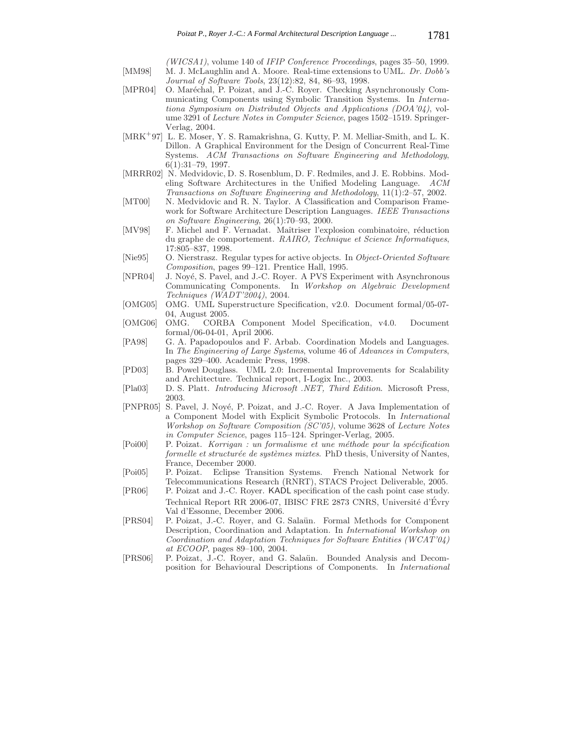(WICSA1), volume 140 of *IFIP Conference Proceedings*, pages 35–50, 1999.

[MM98] M. J. McLaughlin and A. Moore. Real-time extensions to UML. *Dr. Dobb's Journal of Software Tools*, 23(12):82, 84, 86–93, 1998.

[MPR04] O. Maréchal, P. Poizat, and J.-C. Royer. Checking Asynchronously Communicating Components using Symbolic Transition Systems. In *Internationa Symposium on Distributed Objects and Applications (DOA'04)*, volume 3291 of *Lecture Notes in Computer Science*, pages 1502–1519. Springer-Verlag, 2004.

[MRK+97] L. E. Moser, Y. S. Ramakrishna, G. Kutty, P. M. Melliar-Smith, and L. K. Dillon. A Graphical Environment for the Design of Concurrent Real-Time Systems. *ACM Transactions on Software Engineering and Methodology*, 6(1):31–79, 1997.

[MRRR02] N. Medvidovic, D. S. Rosenblum, D. F. Redmiles, and J. E. Robbins. Modeling Software Architectures in the Unified Modeling Language. *ACM Transactions on Software Engineering and Methodology*, 11(1):2–57, 2002.

[MT00] N. Medvidovic and R. N. Taylor. A Classification and Comparison Framework for Software Architecture Description Languages. *IEEE Transactions on Software Engineering*, 26(1):70–93, 2000.

[MV98] F. Michel and F. Vernadat. Maîtriser l'explosion combinatoire, réduction du graphe de comportement. *RAIRO, Technique et Science Informatiques*, 17:805–837, 1998.

[Nie95] O. Nierstrasz. Regular types for active objects. In *Object-Oriented Software Composition*, pages 99–121. Prentice Hall, 1995.

[NPR04] J. Noyé, S. Pavel, and J.-C. Royer. A PVS Experiment with Asynchronous Communicating Components. In *Workshop on Algebraic Development Techniques (WADT'2004)*, 2004.

[OMG05] OMG. UML Superstructure Specification, v2.0. Document formal/05-07-04, August 2005.

[OMG06] OMG. CORBA Component Model Specification, v4.0. Document formal/06-04-01, April 2006.

[PA98] G. A. Papadopoulos and F. Arbab. Coordination Models and Languages. In *The Engineering of Large Systems*, volume 46 of *Advances in Computers*, pages 329–400. Academic Press, 1998.

[PD03] B. Powel Douglass. UML 2.0: Incremental Improvements for Scalability and Architecture. Technical report, I-Logix Inc., 2003.

[Pla03] D. S. Platt. *Introducing Microsoft .NET, Third Edition*. Microsoft Press, 2003.

[PNPR05] S. Pavel, J. Noyé, P. Poizat, and J.-C. Royer. A Java Implementation of a Component Model with Explicit Symbolic Protocols. In *International Workshop on Software Composition (SC'05)*, volume 3628 of *Lecture Notes in Computer Science*, pages 115–124. Springer-Verlag, 2005.

[Poi00] P. Poizat. *Korrigan : un formalisme et une méthode pour la spécification formelle et structurée de systèmes mixtes*. PhD thesis, University of Nantes, France, December 2000.

[Poi05] P. Poizat. Eclipse Transition Systems. French National Network for Telecommunications Research (RNRT), STACS Project Deliverable, 2005.

[PR06] P. Poizat and J.-C. Royer. KADL specification of the cash point case study. Technical Report RR 2006-07, IBISC FRE 2873 CNRS, Université d'Évry Val d'Essonne, December 2006.

[PRS04] P. Poizat, J.-C. Royer, and G. Salaün. Formal Methods for Component Description, Coordination and Adaptation. In *International Workshop on Coordination and Adaptation Techniques for Software Entities (WCAT'04) at ECOOP*, pages 89–100, 2004.

[PRS06] P. Poizat, J.-C. Royer, and G. Salaün. Bounded Analysis and Decomposition for Behavioural Descriptions of Components. In *International*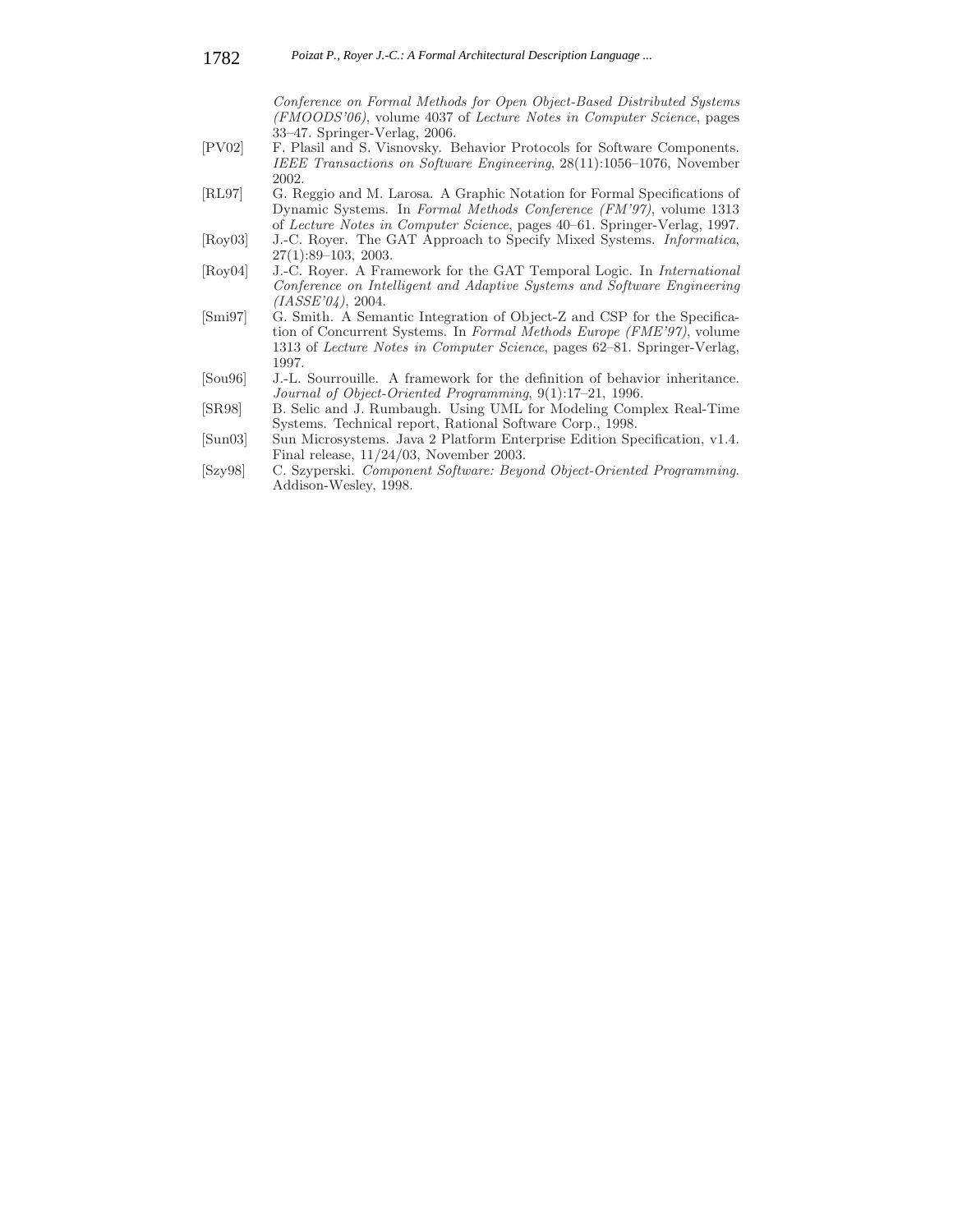Conference on Formal Methods for Open Object-Based Distributed Systems (FMOODS'06)*, volume 4037 of *Lecture Notes in Computer Science*, pages 33–47. Springer-Verlag, 2006.

[PV02] F. Plasil and S. Visnovsky. Behavior Protocols for Software Components. *IEEE Transactions on Software Engineering*, 28(11):1056–1076, November 2002.

[RL97] G. Reggio and M. Larosa. A Graphic Notation for Formal Specifications of Dynamic Systems. In *Formal Methods Conference (FM'97)*, volume 1313 of *Lecture Notes in Computer Science*, pages 40–61. Springer-Verlag, 1997.

[Roy03] J.-C. Royer. The GAT Approach to Specify Mixed Systems. *Informatica*, 27(1):89–103, 2003.

[Roy04] J.-C. Royer. A Framework for the GAT Temporal Logic. In *International Conference on Intelligent and Adaptive Systems and Software Engineering (IASSE'04)*, 2004.

[Smi97] G. Smith. A Semantic Integration of Object-Z and CSP for the Specification of Concurrent Systems. In *Formal Methods Europe (FME'97)*, volume 1313 of *Lecture Notes in Computer Science*, pages 62–81. Springer-Verlag, 1997.

[Sou96] J.-L. Sourrouille. A framework for the definition of behavior inheritance. *Journal of Object-Oriented Programming*, 9(1):17–21, 1996.

[SR98] B. Selic and J. Rumbaugh. Using UML for Modeling Complex Real-Time Systems. Technical report, Rational Software Corp., 1998.

[Sun03] Sun Microsystems. Java 2 Platform Enterprise Edition Specification, v1.4. Final release, 11/24/03, November 2003.

[Szy98] C. Szyperski. *Component Software: Beyond Object-Oriented Programming*. Addison-Wesley, 1998.